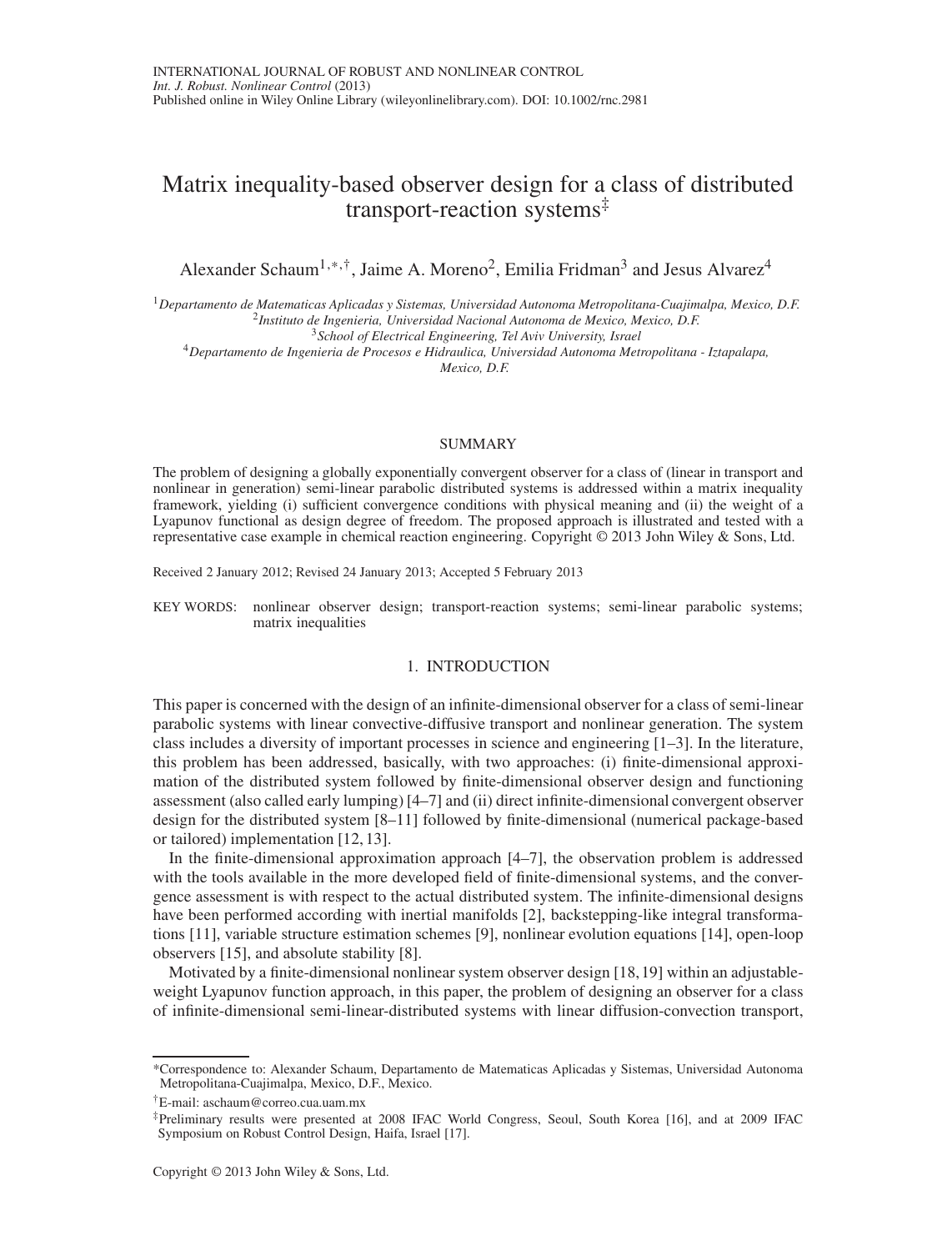# Matrix inequality-based observer design for a class of distributed transport-reaction systems[‡]

Alexander Schaum[1,*,†], Jaime A. Moreno[2], Emilia Fridman[3] and Jesus Alvarez[4]

[1] *Departamento de Matematicas Aplicadas y Sistemas, Universidad Autonoma Metropolitana-Cuajimalpa, Mexico, D.F.*
[2] *Instituto de Ingenieria, Universidad Nacional Autonoma de Mexico, Mexico, D.F.*
[3] *School of Electrical Engineering, Tel Aviv University, Israel*
[4] *Departamento de Ingenieria de Procesos e Hidraulica, Universidad Autonoma Metropolitana - Iztapalapa, Mexico, D.F.*

## SUMMARY

The problem of designing a globally exponentially convergent observer for a class of (linear in transport and nonlinear in generation) semi-linear parabolic distributed systems is addressed within a matrix inequality framework, yielding (i) sufficient convergence conditions with physical meaning and (ii) the weight of a Lyapunov functional as design degree of freedom. The proposed approach is illustrated and tested with a representative case example in chemical reaction engineering. Copyright © 2013 John Wiley & Sons, Ltd.

Received 2 January 2012; Revised 24 January 2013; Accepted 5 February 2013

KEY WORDS: nonlinear observer design; transport-reaction systems; semi-linear parabolic systems; matrix inequalities

## 1. INTRODUCTION

This paper is concerned with the design of an infinite-dimensional observer for a class of semi-linear parabolic systems with linear convective-diffusive transport and nonlinear generation. The system class includes a diversity of important processes in science and engineering [1–3]. In the literature, this problem has been addressed, basically, with two approaches: (i) finite-dimensional approximation of the distributed system followed by finite-dimensional observer design and functioning assessment (also called early lumping) [4–7] and (ii) direct infinite-dimensional convergent observer design for the distributed system [8–11] followed by finite-dimensional (numerical package-based or tailored) implementation [12, 13].

In the finite-dimensional approximation approach [4–7], the observation problem is addressed with the tools available in the more developed field of finite-dimensional systems, and the convergence assessment is with respect to the actual distributed system. The infinite-dimensional designs have been performed according with inertial manifolds [2], backstepping-like integral transformations [11], variable structure estimation schemes [9], nonlinear evolution equations [14], open-loop observers [15], and absolute stability [8].

Motivated by a finite-dimensional nonlinear system observer design [18, 19] within an adjustable-weight Lyapunov function approach, in this paper, the problem of designing an observer for a class of infinite-dimensional semi-linear-distributed systems with linear diffusion-convection transport,

*Correspondence to: Alexander Schaum, Departamento de Matematicas Aplicadas y Sistemas, Universidad Autonoma Metropolitana-Cuajimalpa, Mexico, D.F., Mexico.

†E-mail: aschaum@correo.cua.uam.mx

‡Preliminary results were presented at 2008 IFAC World Congress, Seoul, South Korea [16], and at 2009 IFAC Symposium on Robust Control Design, Haifa, Israel [17].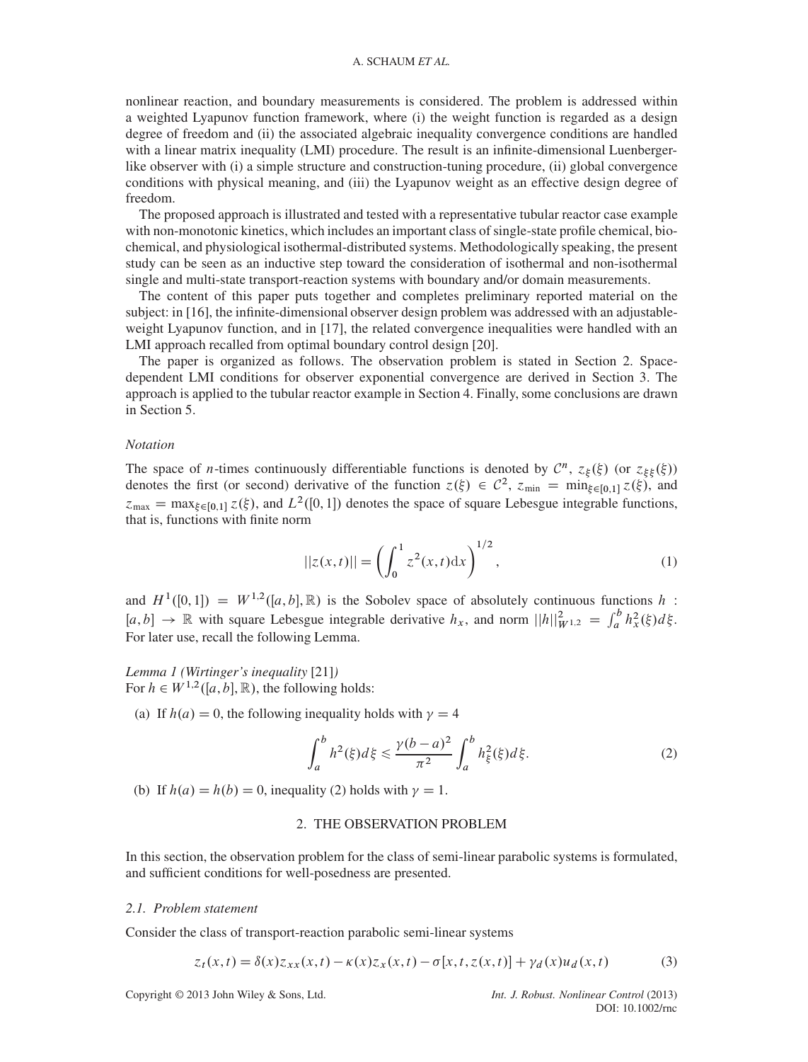nonlinear reaction, and boundary measurements is considered. The problem is addressed within a weighted Lyapunov function framework, where (i) the weight function is regarded as a design degree of freedom and (ii) the associated algebraic inequality convergence conditions are handled with a linear matrix inequality (LMI) procedure. The result is an infinite-dimensional Luenberger-like observer with (i) a simple structure and construction-tuning procedure, (ii) global convergence conditions with physical meaning, and (iii) the Lyapunov weight as an effective design degree of freedom.

The proposed approach is illustrated and tested with a representative tubular reactor case example with non-monotonic kinetics, which includes an important class of single-state profile chemical, biochemical, and physiological isothermal-distributed systems. Methodologically speaking, the present study can be seen as an inductive step toward the consideration of isothermal and non-isothermal single and multi-state transport-reaction systems with boundary and/or domain measurements.

The content of this paper puts together and completes preliminary reported material on the subject: in [16], the infinite-dimensional observer design problem was addressed with an adjustable-weight Lyapunov function, and in [17], the related convergence inequalities were handled with an LMI approach recalled from optimal boundary control design [20].

The paper is organized as follows. The observation problem is stated in Section 2. Space-dependent LMI conditions for observer exponential convergence are derived in Section 3. The approach is applied to the tubular reactor example in Section 4. Finally, some conclusions are drawn in Section 5.

### *Notation*

The space of $n$-times continuously differentiable functions is denoted by $\mathcal{C}^n$, $z_\xi(\xi)$ (or $z_{\xi\xi}(\xi)$) denotes the first (or second) derivative of the function $z(\xi) \in \mathcal{C}^2$, $z_{\min} = \min_{\xi\in[0,1]} z(\xi)$, and $z_{\max} = \max_{\xi\in[0,1]} z(\xi)$, and $L^2([0,1])$ denotes the space of square Lebesgue integrable functions, that is, functions with finite norm

$$||z(x,t)|| = \left(\int_0^1 z^2(x,t)\mathrm{d}x\right)^{1/2}, \tag{1}$$

and $H^1([0,1]) = W^{1,2}([a,b],\mathbb{R})$ is the Sobolev space of absolutely continuous functions $h : [a,b] \to \mathbb{R}$ with square Lebesgue integrable derivative $h_x$, and norm $||h||^2_{W^{1,2}} = \int_a^b h_x^2(\xi)d\xi$. For later use, recall the following Lemma.

*Lemma 1 (Wirtinger's inequality* [21]*)*
For $h \in W^{1,2}([a,b],\mathbb{R})$, the following holds:

(a) If $h(a) = 0$, the following inequality holds with $\gamma = 4$

$$\int_a^b h^2(\xi)d\xi \leqslant \frac{\gamma(b-a)^2}{\pi^2}\int_a^b h_\xi^2(\xi)d\xi. \tag{2}$$

(b) If $h(a) = h(b) = 0$, inequality (2) holds with $\gamma = 1$.

## 2. THE OBSERVATION PROBLEM

In this section, the observation problem for the class of semi-linear parabolic systems is formulated, and sufficient conditions for well-posedness are presented.

### *2.1. Problem statement*

Consider the class of transport-reaction parabolic semi-linear systems

$$z_t(x,t) = \delta(x)z_{xx}(x,t) - \kappa(x)z_x(x,t) - \sigma[x,t,z(x,t)] + \gamma_d(x)u_d(x,t) \tag{3}$$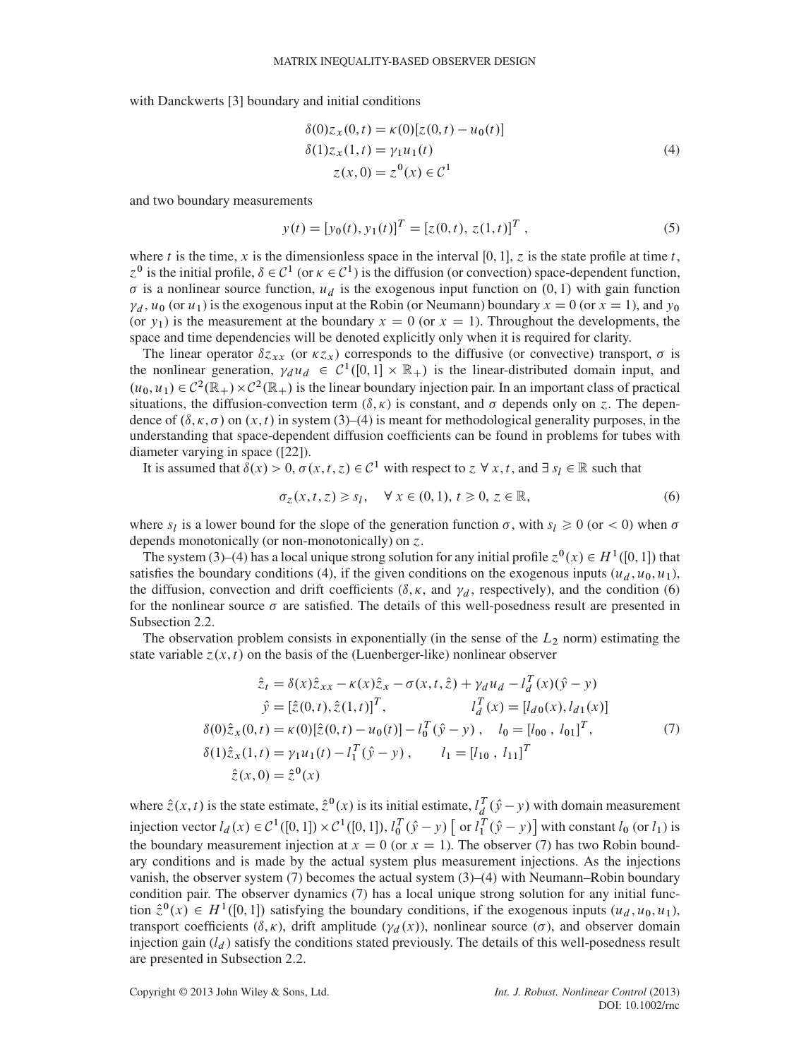with Danckwerts [3] boundary and initial conditions

$$
\begin{aligned}
\delta(0)z_x(0,t) &= \kappa(0)[z(0,t) - u_0(t)] \\
\delta(1)z_x(1,t) &= \gamma_1 u_1(t) \\
z(x,0) &= z^0(x) \in \mathcal{C}^1
\end{aligned}
\tag{4}
$$

and two boundary measurements

$$
y(t) = [y_0(t), y_1(t)]^T = [z(0,t),\, z(1,t)]^T \,, \tag{5}
$$

where $t$ is the time, $x$ is the dimensionless space in the interval $[0,1]$, $z$ is the state profile at time $t$, $z^0$ is the initial profile, $\delta \in \mathcal{C}^1$ (or $\kappa \in \mathcal{C}^1$) is the diffusion (or convection) space-dependent function, $\sigma$ is a nonlinear source function, $u_d$ is the exogenous input function on $(0,1)$ with gain function $\gamma_d$, $u_0$ (or $u_1$) is the exogenous input at the Robin (or Neumann) boundary $x = 0$ (or $x = 1$), and $y_0$ (or $y_1$) is the measurement at the boundary $x = 0$ (or $x = 1$). Throughout the developments, the space and time dependencies will be denoted explicitly only when it is required for clarity.

The linear operator $\delta z_{xx}$ (or $\kappa z_x$) corresponds to the diffusive (or convective) transport, $\sigma$ is the nonlinear generation, $\gamma_d u_d \in \mathcal{C}^1([0,1] \times \mathbb{R}_+)$ is the linear-distributed domain input, and $(u_0, u_1) \in \mathcal{C}^2(\mathbb{R}_+) \times \mathcal{C}^2(\mathbb{R}_+)$ is the linear boundary injection pair. In an important class of practical situations, the diffusion-convection term $(\delta, \kappa)$ is constant, and $\sigma$ depends only on $z$. The dependence of $(\delta, \kappa, \sigma)$ on $(x,t)$ in system (3)–(4) is meant for methodological generality purposes, in the understanding that space-dependent diffusion coefficients can be found in problems for tubes with diameter varying in space ([22]).

It is assumed that $\delta(x) > 0$, $\sigma(x,t,z) \in \mathcal{C}^1$ with respect to $z$ $\forall\, x, t$, and $\exists\, s_l \in \mathbb{R}$ such that

$$
\sigma_z(x,t,z) \geqslant s_l, \quad \forall\, x \in (0,1),\ t \geqslant 0,\ z \in \mathbb{R}, \tag{6}
$$

where $s_l$ is a lower bound for the slope of the generation function $\sigma$, with $s_l \geqslant 0$ (or $< 0$) when $\sigma$ depends monotonically (or non-monotonically) on $z$.

The system (3)–(4) has a local unique strong solution for any initial profile $z^0(x) \in H^1([0,1])$ that satisfies the boundary conditions (4), if the given conditions on the exogenous inputs $(u_d, u_0, u_1)$, the diffusion, convection and drift coefficients ($\delta, \kappa$, and $\gamma_d$, respectively), and the condition (6) for the nonlinear source $\sigma$ are satisfied. The details of this well-posedness result are presented in Subsection 2.2.

The observation problem consists in exponentially (in the sense of the $L_2$ norm) estimating the state variable $z(x,t)$ on the basis of the (Luenberger-like) nonlinear observer

$$
\begin{aligned}
\hat{z}_t &= \delta(x)\hat{z}_{xx} - \kappa(x)\hat{z}_x - \sigma(x,t,\hat{z}) + \gamma_d u_d - l_d^T(x)(\hat{y} - y) \\
\hat{y} &= [\hat{z}(0,t), \hat{z}(1,t)]^T, \qquad\qquad l_d^T(x) = [l_{d0}(x), l_{d1}(x)] \\
\delta(0)\hat{z}_x(0,t) &= \kappa(0)[\hat{z}(0,t) - u_0(t)] - l_0^T(\hat{y} - y)\,, \quad l_0 = [l_{00}\,,\ l_{01}]^T, \\
\delta(1)\hat{z}_x(1,t) &= \gamma_1 u_1(t) - l_1^T(\hat{y} - y)\,, \qquad l_1 = [l_{10}\,,\ l_{11}]^T \\
\hat{z}(x,0) &= \hat{z}^0(x)
\end{aligned}
\tag{7}
$$

where $\hat{z}(x,t)$ is the state estimate, $\hat{z}^0(x)$ is its initial estimate, $l_d^T(\hat{y} - y)$ with domain measurement injection vector $l_d(x) \in \mathcal{C}^1([0,1]) \times \mathcal{C}^1([0,1])$, $l_0^T(\hat{y} - y)$ $\left[\text{ or } l_1^T(\hat{y} - y)\right]$ with constant $l_0$ (or $l_1$) is the boundary measurement injection at $x = 0$ (or $x = 1$). The observer (7) has two Robin boundary conditions and is made by the actual system plus measurement injections. As the injections vanish, the observer system (7) becomes the actual system (3)–(4) with Neumann–Robin boundary condition pair. The observer dynamics (7) has a local unique strong solution for any initial function $\hat{z}^0(x) \in H^1([0,1])$ satisfying the boundary conditions, if the exogenous inputs $(u_d, u_0, u_1)$, transport coefficients $(\delta, \kappa)$, drift amplitude $(\gamma_d(x))$, nonlinear source $(\sigma)$, and observer domain injection gain $(l_d)$ satisfy the conditions stated previously. The details of this well-posedness result are presented in Subsection 2.2.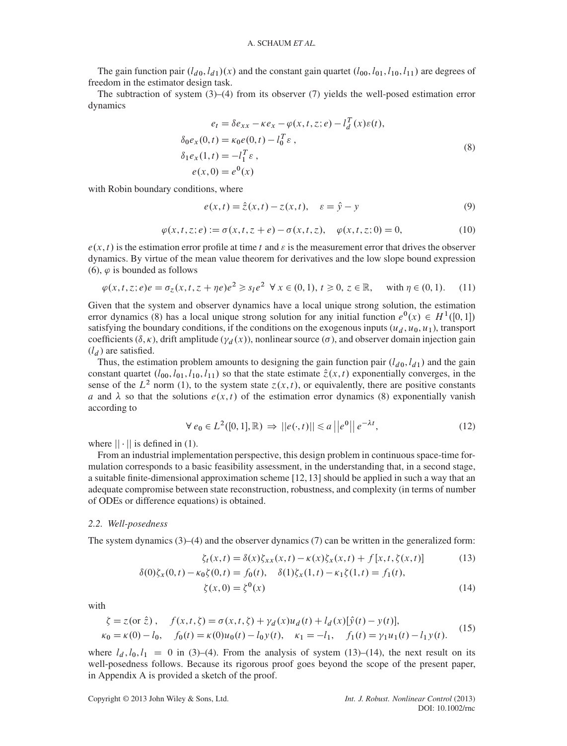The gain function pair $(l_{d0}, l_{d1})(x)$ and the constant gain quartet $(l_{00}, l_{01}, l_{10}, l_{11})$ are degrees of freedom in the estimator design task.

The subtraction of system (3)–(4) from its observer (7) yields the well-posed estimation error dynamics

$$
\begin{aligned}
e_t &= \delta e_{xx} - \kappa e_x - \varphi(x,t,z;e) - l_d^T(x)\varepsilon(t), \\
\delta_0 e_x(0,t) &= \kappa_0 e(0,t) - l_0^T \varepsilon \,, \\
\delta_1 e_x(1,t) &= -l_1^T \varepsilon \,, \\
e(x,0) &= e^0(x)
\end{aligned}
\tag{8}
$$

with Robin boundary conditions, where

$$
e(x,t) = \hat{z}(x,t) - z(x,t), \quad \varepsilon = \hat{y} - y \tag{9}
$$

$$
\varphi(x,t,z;e) := \sigma(x,t,z+e) - \sigma(x,t,z), \quad \varphi(x,t,z;0) = 0, \tag{10}
$$

$e(x,t)$ is the estimation error profile at time $t$ and $\varepsilon$ is the measurement error that drives the observer dynamics. By virtue of the mean value theorem for derivatives and the low slope bound expression (6), $\varphi$ is bounded as follows

$$
\varphi(x,t,z;e)e = \sigma_z(x,t,z+\eta e)e^2 \geqslant s_l e^2 \;\; \forall\, x \in (0,1),\, t \geqslant 0,\, z \in \mathbb{R}, \quad \text{with } \eta \in (0,1). \tag{11}
$$

Given that the system and observer dynamics have a local unique strong solution, the estimation error dynamics (8) has a local unique strong solution for any initial function $e^0(x) \in H^1([0,1])$ satisfying the boundary conditions, if the conditions on the exogenous inputs $(u_d, u_0, u_1)$, transport coefficients $(\delta, \kappa)$, drift amplitude $(\gamma_d(x))$, nonlinear source $(\sigma)$, and observer domain injection gain $(l_d)$ are satisfied.

Thus, the estimation problem amounts to designing the gain function pair $(l_{d0}, l_{d1})$ and the gain constant quartet $(l_{00}, l_{01}, l_{10}, l_{11})$ so that the state estimate $\hat{z}(x,t)$ exponentially converges, in the sense of the $L^2$ norm (1), to the system state $z(x,t)$, or equivalently, there are positive constants $a$ and $\lambda$ so that the solutions $e(x,t)$ of the estimation error dynamics (8) exponentially vanish according to

$$
\forall\, e_0 \in L^2([0,1],\mathbb{R}) \;\Rightarrow\; ||e(\cdot,t)|| \leqslant a \left|\left|e^0\right|\right| e^{-\lambda t}, \tag{12}
$$

where $||\cdot||$ is defined in (1).

From an industrial implementation perspective, this design problem in continuous space-time formulation corresponds to a basic feasibility assessment, in the understanding that, in a second stage, a suitable finite-dimensional approximation scheme [12, 13] should be applied in such a way that an adequate compromise between state reconstruction, robustness, and complexity (in terms of number of ODEs or difference equations) is obtained.

### *2.2. Well-posedness*

The system dynamics (3)–(4) and the observer dynamics (7) can be written in the generalized form:

$$
\zeta_t(x,t) = \delta(x)\zeta_{xx}(x,t) - \kappa(x)\zeta_x(x,t) + f[x,t,\zeta(x,t)] \tag{13}
$$

$$
\delta(0)\zeta_x(0,t) - \kappa_0\zeta(0,t) = f_0(t), \quad \delta(1)\zeta_x(1,t) - \kappa_1\zeta(1,t) = f_1(t),
$$

$$
\zeta(x,0) = \zeta^0(x) \tag{14}
$$

with

$$
\begin{aligned}
&\zeta = z (\text{or } \hat{z})\,, \quad f(x,t,\zeta) = \sigma(x,t,\zeta) + \gamma_d(x)u_d(t) + l_d(x)[\hat{y}(t) - y(t)], \\
&\kappa_0 = \kappa(0) - l_0, \quad f_0(t) = \kappa(0)u_0(t) - l_0 y(t), \quad \kappa_1 = -l_1, \quad f_1(t) = \gamma_1 u_1(t) - l_1 y(t).
\end{aligned}
\tag{15}
$$

where $l_d, l_0, l_1 = 0$ in (3)–(4). From the analysis of system (13)–(14), the next result on its well-posedness follows. Because its rigorous proof goes beyond the scope of the present paper, in Appendix A is provided a sketch of the proof.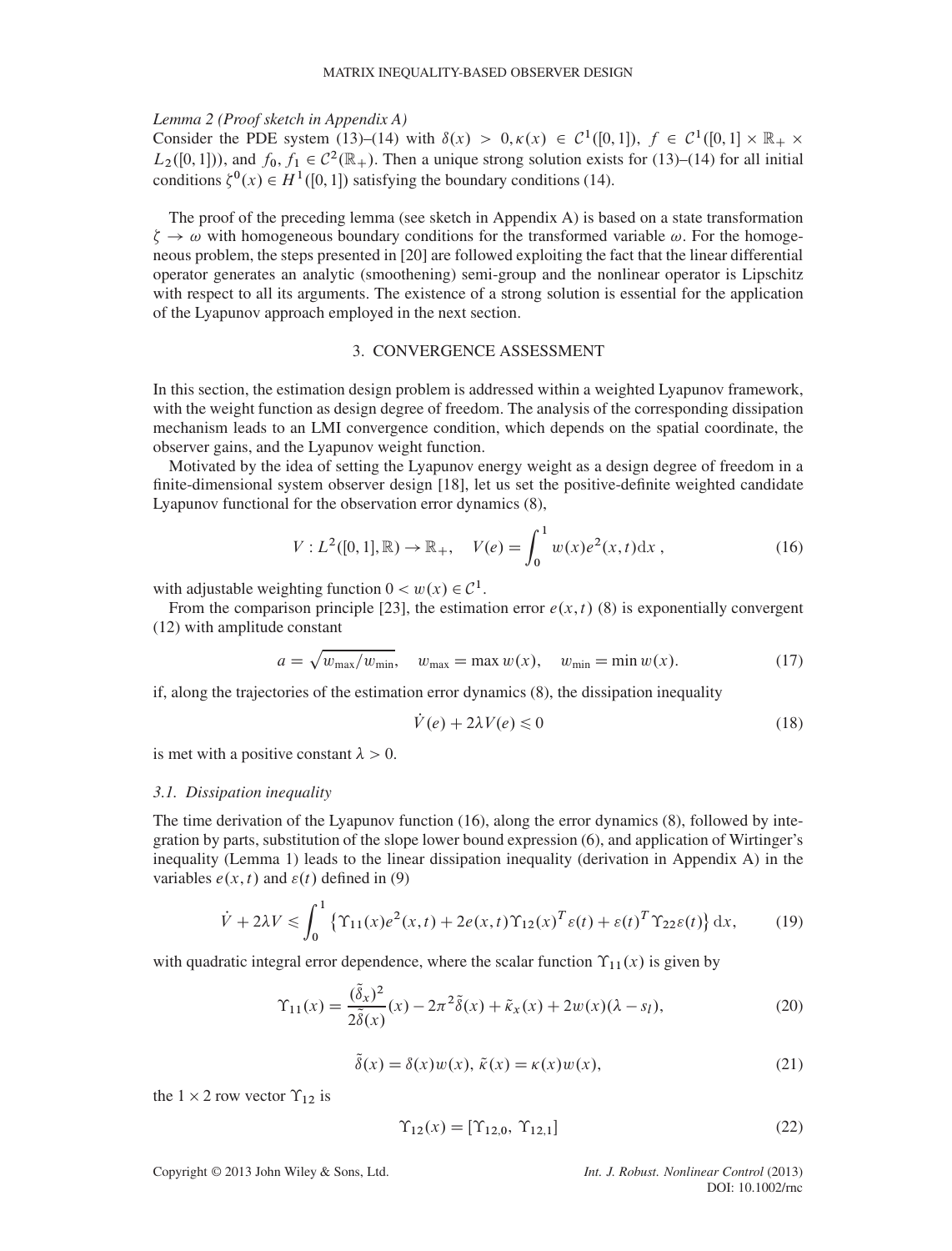*Lemma 2 (Proof sketch in Appendix A)*
Consider the PDE system (13)–(14) with $\delta(x) > 0, \kappa(x) \in \mathcal{C}^1([0,1])$, $f \in \mathcal{C}^1([0,1] \times \mathbb{R}_+ \times L_2([0,1]))$, and $f_0, f_1 \in \mathcal{C}^2(\mathbb{R}_+)$. Then a unique strong solution exists for (13)–(14) for all initial conditions $\zeta^0(x) \in H^1([0,1])$ satisfying the boundary conditions (14).

The proof of the preceding lemma (see sketch in Appendix A) is based on a state transformation $\zeta \to \omega$ with homogeneous boundary conditions for the transformed variable $\omega$. For the homogeneous problem, the steps presented in [20] are followed exploiting the fact that the linear differential operator generates an analytic (smoothening) semi-group and the nonlinear operator is Lipschitz with respect to all its arguments. The existence of a strong solution is essential for the application of the Lyapunov approach employed in the next section.

## 3. CONVERGENCE ASSESSMENT

In this section, the estimation design problem is addressed within a weighted Lyapunov framework, with the weight function as design degree of freedom. The analysis of the corresponding dissipation mechanism leads to an LMI convergence condition, which depends on the spatial coordinate, the observer gains, and the Lyapunov weight function.

Motivated by the idea of setting the Lyapunov energy weight as a design degree of freedom in a finite-dimensional system observer design [18], let us set the positive-definite weighted candidate Lyapunov functional for the observation error dynamics (8),

$$V : L^2([0,1], \mathbb{R}) \to \mathbb{R}_+, \quad V(e) = \int_0^1 w(x) e^2(x,t) \mathrm{d}x\,, \tag{16}$$

with adjustable weighting function $0 < w(x) \in \mathcal{C}^1$.

From the comparison principle [23], the estimation error $e(x,t)$ (8) is exponentially convergent (12) with amplitude constant

$$a = \sqrt{w_{\max}/w_{\min}}, \quad w_{\max} = \max w(x), \quad w_{\min} = \min w(x). \tag{17}$$

if, along the trajectories of the estimation error dynamics (8), the dissipation inequality

$$\dot{V}(e) + 2\lambda V(e) \leqslant 0 \tag{18}$$

is met with a positive constant $\lambda > 0$.

### 3.1. Dissipation inequality

The time derivation of the Lyapunov function (16), along the error dynamics (8), followed by integration by parts, substitution of the slope lower bound expression (6), and application of Wirtinger's inequality (Lemma 1) leads to the linear dissipation inequality (derivation in Appendix A) in the variables $e(x,t)$ and $\varepsilon(t)$ defined in (9)

$$\dot{V} + 2\lambda V \leqslant \int_0^1 \left\{ \Upsilon_{11}(x) e^2(x,t) + 2e(x,t)\Upsilon_{12}(x)^T \varepsilon(t) + \varepsilon(t)^T \Upsilon_{22} \varepsilon(t) \right\} \mathrm{d}x, \tag{19}$$

with quadratic integral error dependence, where the scalar function $\Upsilon_{11}(x)$ is given by

$$\Upsilon_{11}(x) = \frac{(\tilde{\delta}_x)^2}{2\tilde{\delta}(x)}(x) - 2\pi^2 \tilde{\delta}(x) + \tilde{\kappa}_x(x) + 2w(x)(\lambda - s_l), \tag{20}$$

$$\tilde{\delta}(x) = \delta(x) w(x),\ \tilde{\kappa}(x) = \kappa(x) w(x), \tag{21}$$

the $1 \times 2$ row vector $\Upsilon_{12}$ is

$$\Upsilon_{12}(x) = [\Upsilon_{12,0},\ \Upsilon_{12,1}] \tag{22}$$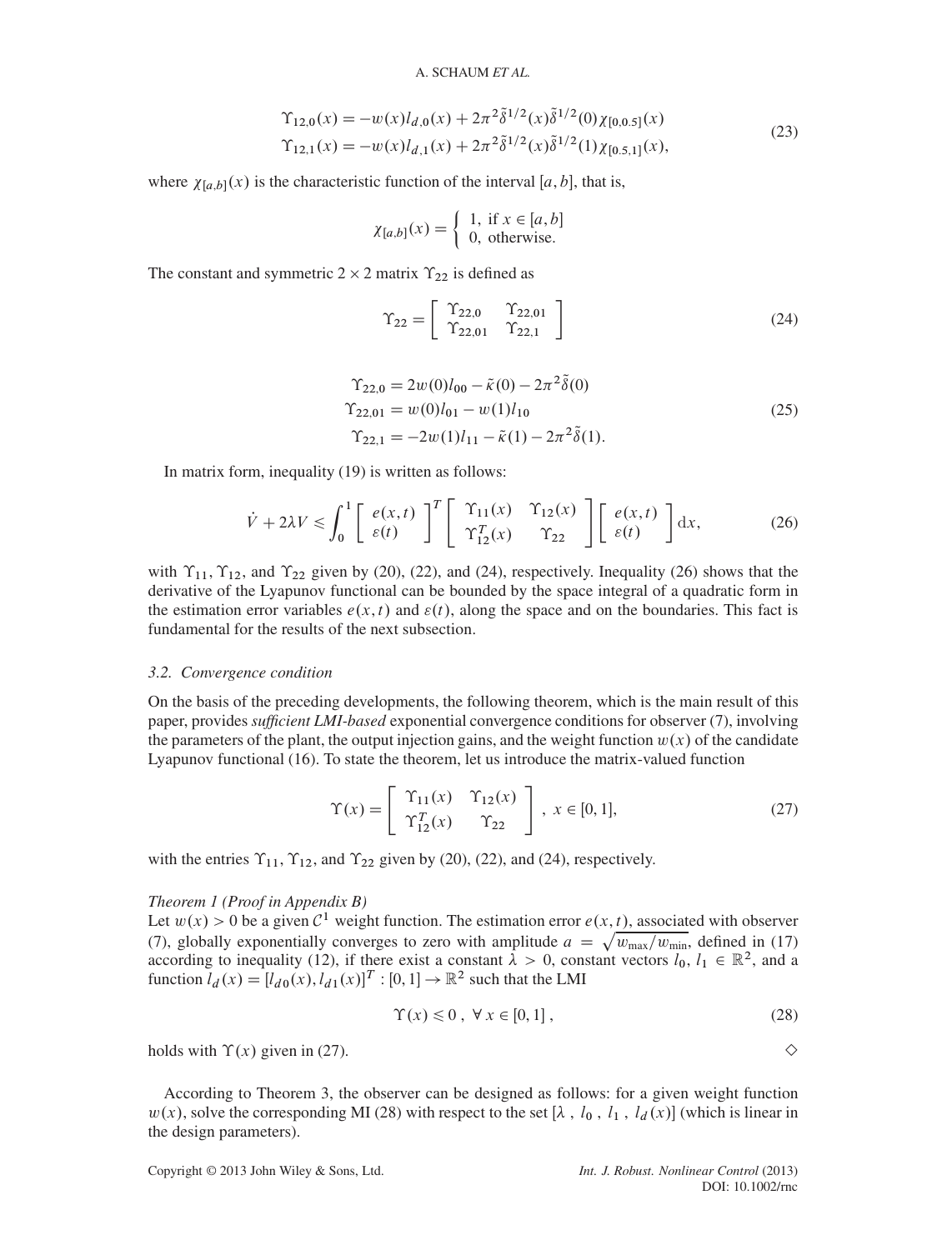$$
\begin{aligned}
\Upsilon_{12,0}(x) &= -w(x)l_{d,0}(x) + 2\pi^2\tilde{\delta}^{1/2}(x)\tilde{\delta}^{1/2}(0)\chi_{[0,0.5]}(x)\\
\Upsilon_{12,1}(x) &= -w(x)l_{d,1}(x) + 2\pi^2\tilde{\delta}^{1/2}(x)\tilde{\delta}^{1/2}(1)\chi_{[0.5,1]}(x),
\end{aligned}
\tag{23}
$$

where $\chi_{[a,b]}(x)$ is the characteristic function of the interval $[a,b]$, that is,

$$
\chi_{[a,b]}(x) = \begin{cases} 1, \text{ if } x \in [a,b] \\ 0, \text{ otherwise.} \end{cases}
$$

The constant and symmetric $2 \times 2$ matrix $\Upsilon_{22}$ is defined as

$$
\Upsilon_{22} = \begin{bmatrix} \Upsilon_{22,0} & \Upsilon_{22,01} \\ \Upsilon_{22,01} & \Upsilon_{22,1} \end{bmatrix}
\tag{24}
$$

$$
\begin{aligned}
\Upsilon_{22,0} &= 2w(0)l_{00} - \tilde{\kappa}(0) - 2\pi^2\tilde{\delta}(0)\\
\Upsilon_{22,01} &= w(0)l_{01} - w(1)l_{10}\\
\Upsilon_{22,1} &= -2w(1)l_{11} - \tilde{\kappa}(1) - 2\pi^2\tilde{\delta}(1).
\end{aligned}
\tag{25}
$$

In matrix form, inequality (19) is written as follows:

$$
\dot{V} + 2\lambda V \leqslant \int_0^1 \begin{bmatrix} e(x,t) \\ \varepsilon(t) \end{bmatrix}^T \begin{bmatrix} \Upsilon_{11}(x) & \Upsilon_{12}(x) \\ \Upsilon_{12}^T(x) & \Upsilon_{22} \end{bmatrix} \begin{bmatrix} e(x,t) \\ \varepsilon(t) \end{bmatrix} \mathrm{d}x,
\tag{26}
$$

with $\Upsilon_{11}$, $\Upsilon_{12}$, and $\Upsilon_{22}$ given by (20), (22), and (24), respectively. Inequality (26) shows that the derivative of the Lyapunov functional can be bounded by the space integral of a quadratic form in the estimation error variables $e(x,t)$ and $\varepsilon(t)$, along the space and on the boundaries. This fact is fundamental for the results of the next subsection.

### 3.2. Convergence condition

On the basis of the preceding developments, the following theorem, which is the main result of this paper, provides *sufficient LMI-based* exponential convergence conditions for observer (7), involving the parameters of the plant, the output injection gains, and the weight function $w(x)$ of the candidate Lyapunov functional (16). To state the theorem, let us introduce the matrix-valued function

$$
\Upsilon(x) = \begin{bmatrix} \Upsilon_{11}(x) & \Upsilon_{12}(x) \\ \Upsilon_{12}^T(x) & \Upsilon_{22} \end{bmatrix}, \; x \in [0,1],
\tag{27}
$$

with the entries $\Upsilon_{11}$, $\Upsilon_{12}$, and $\Upsilon_{22}$ given by (20), (22), and (24), respectively.

*Theorem 1 (Proof in Appendix B)*
Let $w(x) > 0$ be a given $\mathcal{C}^1$ weight function. The estimation error $e(x,t)$, associated with observer (7), globally exponentially converges to zero with amplitude $a = \sqrt{w_{\max}/w_{\min}}$, defined in (17) according to inequality (12), if there exist a constant $\lambda > 0$, constant vectors $l_0,\ l_1 \in \mathbb{R}^2$, and a function $l_d(x) = [l_{d0}(x), l_{d1}(x)]^T : [0,1] \to \mathbb{R}^2$ such that the LMI

$$
\Upsilon(x) \leqslant 0\,,\ \forall\, x \in [0,1]\,,
\tag{28}
$$

holds with $\Upsilon(x)$ given in (27). ◇

According to Theorem 3, the observer can be designed as follows: for a given weight function $w(x)$, solve the corresponding MI (28) with respect to the set $[\lambda\ ,\ l_0\ ,\ l_1\ ,\ l_d(x)]$ (which is linear in the design parameters).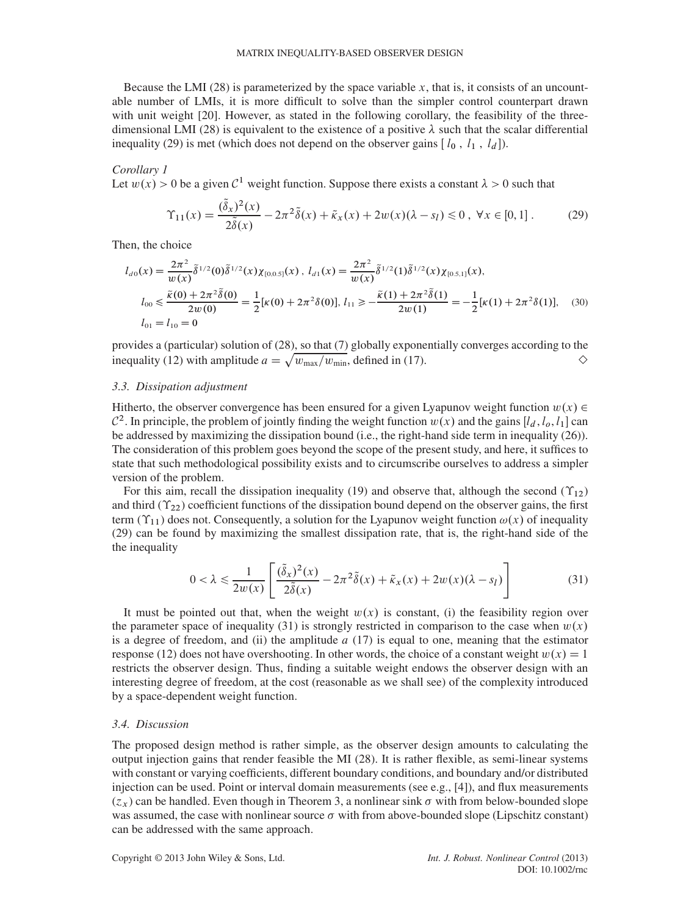Because the LMI (28) is parameterized by the space variable $x$, that is, it consists of an uncountable number of LMIs, it is more difficult to solve than the simpler control counterpart drawn with unit weight [20]. However, as stated in the following corollary, the feasibility of the three-dimensional LMI (28) is equivalent to the existence of a positive $\lambda$ such that the scalar differential inequality (29) is met (which does not depend on the observer gains $[\, l_0\,,\; l_1\,,\; l_d]$).

*Corollary 1*

Let $w(x) > 0$ be a given $\mathcal{C}^1$ weight function. Suppose there exists a constant $\lambda > 0$ such that

$$\Upsilon_{11}(x) = \frac{(\tilde{\delta}_x)^2(x)}{2\tilde{\delta}(x)} - 2\pi^2\tilde{\delta}(x) + \tilde{\kappa}_x(x) + 2w(x)(\lambda - s_l) \leqslant 0\ ,\ \forall x \in [0,1]\ . \tag{29}$$

Then, the choice

$$\begin{aligned}
&l_{d0}(x) = \frac{2\pi^2}{w(x)}\tilde{\delta}^{1/2}(0)\tilde{\delta}^{1/2}(x)\chi_{[0,0.5]}(x)\ ,\ l_{d1}(x) = \frac{2\pi^2}{w(x)}\tilde{\delta}^{1/2}(1)\tilde{\delta}^{1/2}(x)\chi_{[0.5,1]}(x),\\
&l_{00} \leqslant \frac{\tilde{\kappa}(0) + 2\pi^2\tilde{\delta}(0)}{2w(0)} = \frac{1}{2}[\kappa(0) + 2\pi^2\delta(0)],\ l_{11} \geqslant -\frac{\tilde{\kappa}(1) + 2\pi^2\tilde{\delta}(1)}{2w(1)} = -\frac{1}{2}[\kappa(1) + 2\pi^2\delta(1)],\\
&l_{01} = l_{10} = 0
\end{aligned} \tag{30}$$

provides a (particular) solution of (28), so that (7) globally exponentially converges according to the inequality (12) with amplitude $a = \sqrt{w_{\max}/w_{\min}}$, defined in (17). ◇

### 3.3. Dissipation adjustment

Hitherto, the observer convergence has been ensured for a given Lyapunov weight function $w(x) \in \mathcal{C}^2$. In principle, the problem of jointly finding the weight function $w(x)$ and the gains $[l_d, l_o, l_1]$ can be addressed by maximizing the dissipation bound (i.e., the right-hand side term in inequality (26)). The consideration of this problem goes beyond the scope of the present study, and here, it suffices to state that such methodological possibility exists and to circumscribe ourselves to address a simpler version of the problem.

For this aim, recall the dissipation inequality (19) and observe that, although the second ($\Upsilon_{12}$) and third ($\Upsilon_{22}$) coefficient functions of the dissipation bound depend on the observer gains, the first term ($\Upsilon_{11}$) does not. Consequently, a solution for the Lyapunov weight function $\omega(x)$ of inequality (29) can be found by maximizing the smallest dissipation rate, that is, the right-hand side of the the inequality

$$0 < \lambda \leqslant \frac{1}{2w(x)}\left[\frac{(\tilde{\delta}_x)^2(x)}{2\tilde{\delta}(x)} - 2\pi^2\tilde{\delta}(x) + \tilde{\kappa}_x(x) + 2w(x)(\lambda - s_l)\right] \tag{31}$$

It must be pointed out that, when the weight $w(x)$ is constant, (i) the feasibility region over the parameter space of inequality (31) is strongly restricted in comparison to the case when $w(x)$ is a degree of freedom, and (ii) the amplitude $a$ (17) is equal to one, meaning that the estimator response (12) does not have overshooting. In other words, the choice of a constant weight $w(x) = 1$ restricts the observer design. Thus, finding a suitable weight endows the observer design with an interesting degree of freedom, at the cost (reasonable as we shall see) of the complexity introduced by a space-dependent weight function.

### 3.4. Discussion

The proposed design method is rather simple, as the observer design amounts to calculating the output injection gains that render feasible the MI (28). It is rather flexible, as semi-linear systems with constant or varying coefficients, different boundary conditions, and boundary and/or distributed injection can be used. Point or interval domain measurements (see e.g., [4]), and flux measurements ($z_x$) can be handled. Even though in Theorem 3, a nonlinear sink $\sigma$ with from below-bounded slope was assumed, the case with nonlinear source $\sigma$ with from above-bounded slope (Lipschitz constant) can be addressed with the same approach.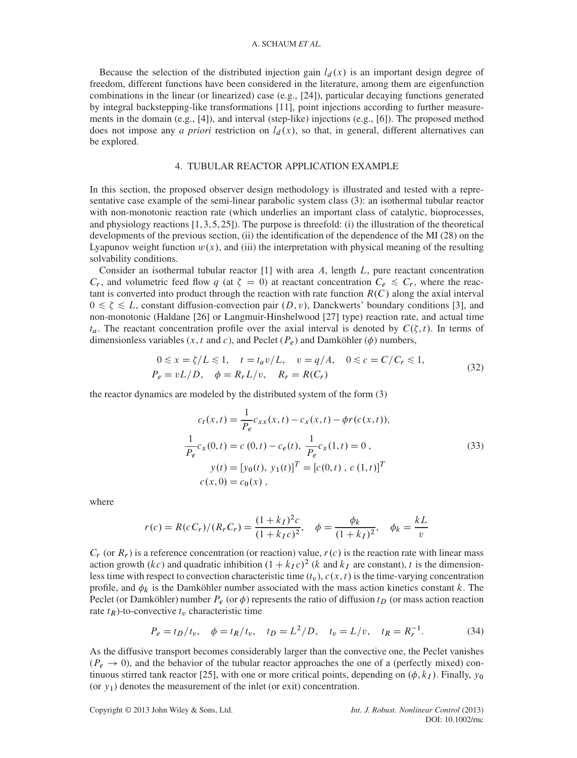Because the selection of the distributed injection gain $l_d(x)$ is an important design degree of freedom, different functions have been considered in the literature, among them are eigenfunction combinations in the linear (or linearized) case (e.g., [24]), particular decaying functions generated by integral backstepping-like transformations [11], point injections according to further measurements in the domain (e.g., [4]), and interval (step-like) injections (e.g., [6]). The proposed method does not impose any *a priori* restriction on $l_d(x)$, so that, in general, different alternatives can be explored.

## 4. TUBULAR REACTOR APPLICATION EXAMPLE

In this section, the proposed observer design methodology is illustrated and tested with a representative case example of the semi-linear parabolic system class (3): an isothermal tubular reactor with non-monotonic reaction rate (which underlies an important class of catalytic, bioprocesses, and physiology reactions [1,3,5,25]). The purpose is threefold: (i) the illustration of the theoretical developments of the previous section, (ii) the identification of the dependence of the MI (28) on the Lyapunov weight function $w(x)$, and (iii) the interpretation with physical meaning of the resulting solvability conditions.

Consider an isothermal tubular reactor [1] with area $A$, length $L$, pure reactant concentration $C_r$, and volumetric feed flow $q$ (at $\zeta = 0$) at reactant concentration $C_e \leqslant C_r$, where the reactant is converted into product through the reaction with rate function $R(C)$ along the axial interval $0 \leqslant \zeta \leqslant L$, constant diffusion-convection pair $(D, v)$, Danckwerts' boundary conditions [3], and non-monotonic (Haldane [26] or Langmuir-Hinshelwood [27] type) reaction rate, and actual time $t_a$. The reactant concentration profile over the axial interval is denoted by $C(\zeta, t)$. In terms of dimensionless variables ($x, t$ and $c$), and Peclet ($P_e$) and Damköhler ($\phi$) numbers,

$$
\begin{aligned}
&0 \leqslant x = \zeta/L \leqslant 1, \quad t = t_a v/L, \quad v = q/A, \quad 0 \leqslant c = C/C_r \leqslant 1, \\
&P_e = vL/D, \quad \phi = R_r L/v, \quad R_r = R(C_r)
\end{aligned}
\tag{32}
$$

the reactor dynamics are modeled by the distributed system of the form (3)

$$
\begin{aligned}
c_t(x,t) &= \frac{1}{P_e} c_{xx}(x,t) - c_x(x,t) - \phi r(c(x,t)), \\
\frac{1}{P_e} c_x(0,t) &= c\,(0,t) - c_e(t),\ \frac{1}{P_e} c_x(1,t) = 0\,, \\
y(t) &= [y_0(t),\ y_1(t)]^T = [c(0,t)\,,\ c\,(1,t)]^T \\
c(x,0) &= c_0(x)\,,
\end{aligned}
\tag{33}
$$

where

$$
r(c) = R(cC_r)/(R_r C_r) = \frac{(1+k_I)^2 c}{(1+k_I c)^2}, \quad \phi = \frac{\phi_k}{(1+k_I)^2}, \quad \phi_k = \frac{kL}{v}
$$

$C_r$ (or $R_r$) is a reference concentration (or reaction) value, $r(c)$ is the reaction rate with linear mass action growth ($kc$) and quadratic inhibition $(1 + k_I c)^2$ ($k$ and $k_I$ are constant), $t$ is the dimensionless time with respect to convection characteristic time ($t_v$), $c(x,t)$ is the time-varying concentration profile, and $\phi_k$ is the Damköhler number associated with the mass action kinetics constant $k$. The Peclet (or Damköhler) number $P_e$ (or $\phi$) represents the ratio of diffusion $t_D$ (or mass action reaction rate $t_R$)-to-convective $t_v$ characteristic time

$$
P_e = t_D/t_v, \quad \phi = t_R/t_v, \quad t_D = L^2/D, \quad t_v = L/v, \quad t_R = R_r^{-1}.
\tag{34}
$$

As the diffusive transport becomes considerably larger than the convective one, the Peclet vanishes ($P_e \to 0$), and the behavior of the tubular reactor approaches the one of a (perfectly mixed) continuous stirred tank reactor [25], with one or more critical points, depending on $(\phi, k_I)$. Finally, $y_0$ (or $y_1$) denotes the measurement of the inlet (or exit) concentration.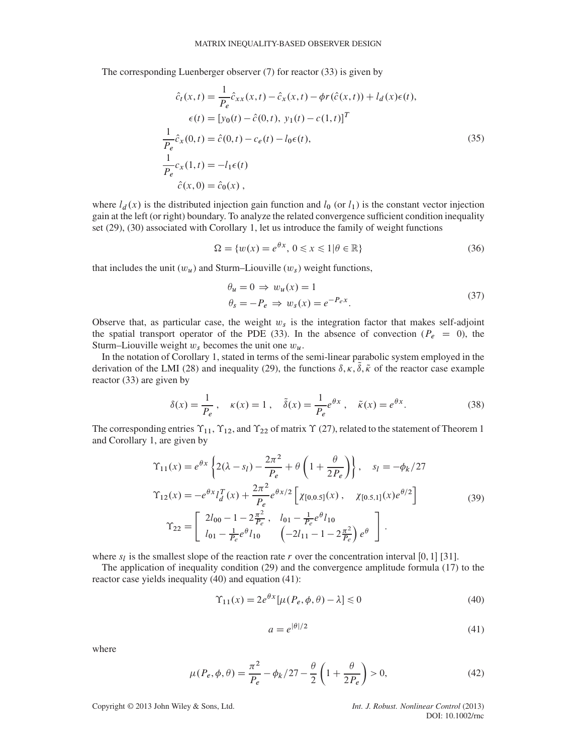The corresponding Luenberger observer (7) for reactor (33) is given by

$$
\begin{aligned}
\hat{c}_t(x,t) &= \frac{1}{P_e}\hat{c}_{xx}(x,t) - \hat{c}_x(x,t) - \phi r(\hat{c}(x,t)) + l_d(x)\epsilon(t), \\
\epsilon(t) &= [y_0(t) - \hat{c}(0,t),\ y_1(t) - c(1,t)]^T \\
\frac{1}{P_e}\hat{c}_x(0,t) &= \hat{c}(0,t) - c_e(t) - l_0\epsilon(t), \\
\frac{1}{P_e}c_x(1,t) &= -l_1\epsilon(t) \\
\hat{c}(x,0) &= \hat{c}_0(x)\,,
\end{aligned}
\tag{35}
$$

where $l_d(x)$ is the distributed injection gain function and $l_0$ (or $l_1$) is the constant vector injection gain at the left (or right) boundary. To analyze the related convergence sufficient condition inequality set (29), (30) associated with Corollary 1, let us introduce the family of weight functions

$$
\Omega = \{w(x) = e^{\theta x},\ 0 \leqslant x \leqslant 1 | \theta \in \mathbb{R}\}
\tag{36}
$$

that includes the unit ($w_u$) and Sturm–Liouville ($w_s$) weight functions,

$$
\begin{aligned}
\theta_u = 0 &\Rightarrow w_u(x) = 1 \\
\theta_s = -P_e &\Rightarrow w_s(x) = e^{-P_e x}.
\end{aligned}
\tag{37}
$$

Observe that, as particular case, the weight $w_s$ is the integration factor that makes self-adjoint the spatial transport operator of the PDE (33). In the absence of convection ($P_e = 0$), the Sturm–Liouville weight $w_s$ becomes the unit one $w_u$.

In the notation of Corollary 1, stated in terms of the semi-linear parabolic system employed in the derivation of the LMI (28) and inequality (29), the functions $\delta, \kappa, \tilde{\delta}, \tilde{\kappa}$ of the reactor case example reactor (33) are given by

$$
\delta(x) = \frac{1}{P_e}\,, \quad \kappa(x) = 1\,, \quad \tilde{\delta}(x) = \frac{1}{P_e}e^{\theta x}\,, \quad \tilde{\kappa}(x) = e^{\theta x}.
\tag{38}
$$

The corresponding entries $\Upsilon_{11}$, $\Upsilon_{12}$, and $\Upsilon_{22}$ of matrix $\Upsilon$ (27), related to the statement of Theorem 1 and Corollary 1, are given by

$$
\begin{aligned}
\Upsilon_{11}(x) &= e^{\theta x}\left\{2(\lambda - s_l) - \frac{2\pi^2}{P_e} + \theta\left(1 + \frac{\theta}{2P_e}\right)\right\}, \quad s_l = -\phi_k/27 \\
\Upsilon_{12}(x) &= -e^{\theta x} l_d^T(x) + \frac{2\pi^2}{P_e}e^{\theta x/2}\left[\chi_{[0,0.5]}(x)\,, \quad \chi_{[0.5,1]}(x)e^{\theta/2}\right] \\
\Upsilon_{22} &= \begin{bmatrix} 2l_{00} - 1 - 2\frac{\pi^2}{P_e}\,, & l_{01} - \frac{1}{P_e}e^{\theta}l_{10} \\ l_{01} - \frac{1}{P_e}e^{\theta}l_{10} & \left(-2l_{11} - 1 - 2\frac{\pi^2}{P_e}\right)e^{\theta} \end{bmatrix}.
\end{aligned}
\tag{39}
$$

where $s_l$ is the smallest slope of the reaction rate $r$ over the concentration interval [0, 1] [31].

The application of inequality condition (29) and the convergence amplitude formula (17) to the reactor case yields inequality (40) and equation (41):

$$
\Upsilon_{11}(x) = 2e^{\theta x}[\mu(P_e, \phi, \theta) - \lambda] \leqslant 0
\tag{40}
$$

$$
a = e^{|\theta|/2}
\tag{41}
$$

where

$$
\mu(P_e, \phi, \theta) = \frac{\pi^2}{P_e} - \phi_k/27 - \frac{\theta}{2}\left(1 + \frac{\theta}{2P_e}\right) > 0,
\tag{42}
$$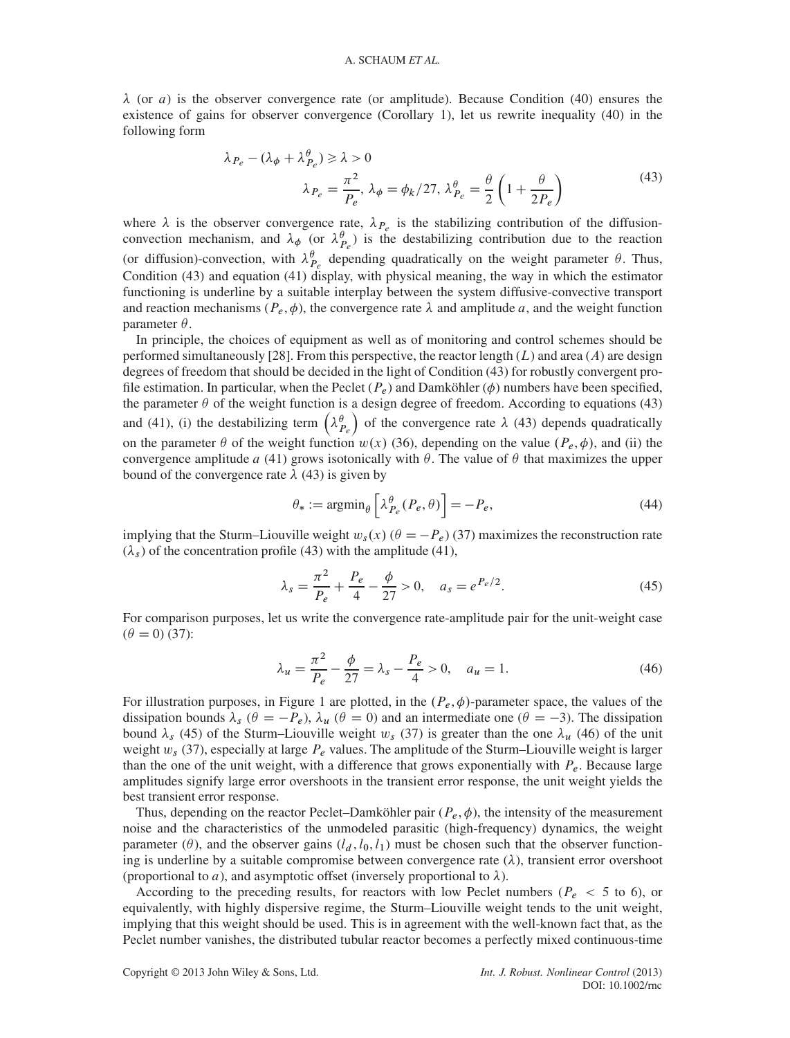$\lambda$ (or $a$) is the observer convergence rate (or amplitude). Because Condition (40) ensures the existence of gains for observer convergence (Corollary 1), let us rewrite inequality (40) in the following form

$$\lambda_{P_e} - (\lambda_\phi + \lambda_{P_e}^\theta) \geqslant \lambda > 0$$
$$\lambda_{P_e} = \frac{\pi^2}{P_e},\ \lambda_\phi = \phi_k/27,\ \lambda_{P_e}^\theta = \frac{\theta}{2}\left(1 + \frac{\theta}{2P_e}\right) \tag{43}$$

where $\lambda$ is the observer convergence rate, $\lambda_{P_e}$ is the stabilizing contribution of the diffusion-convection mechanism, and $\lambda_\phi$ (or $\lambda_{P_e}^\theta$) is the destabilizing contribution due to the reaction (or diffusion)-convection, with $\lambda_{P_e}^\theta$ depending quadratically on the weight parameter $\theta$. Thus, Condition (43) and equation (41) display, with physical meaning, the way in which the estimator functioning is underline by a suitable interplay between the system diffusive-convective transport and reaction mechanisms ($P_e, \phi$), the convergence rate $\lambda$ and amplitude $a$, and the weight function parameter $\theta$.

In principle, the choices of equipment as well as of monitoring and control schemes should be performed simultaneously [28]. From this perspective, the reactor length ($L$) and area ($A$) are design degrees of freedom that should be decided in the light of Condition (43) for robustly convergent profile estimation. In particular, when the Peclet ($P_e$) and Damköhler ($\phi$) numbers have been specified, the parameter $\theta$ of the weight function is a design degree of freedom. According to equations (43) and (41), (i) the destabilizing term $\left(\lambda_{P_e}^\theta\right)$ of the convergence rate $\lambda$ (43) depends quadratically on the parameter $\theta$ of the weight function $w(x)$ (36), depending on the value ($P_e, \phi$), and (ii) the convergence amplitude $a$ (41) grows isotonically with $\theta$. The value of $\theta$ that maximizes the upper bound of the convergence rate $\lambda$ (43) is given by

$$\theta_* := \text{argmin}_\theta \left[\lambda_{P_e}^\theta (P_e, \theta)\right] = -P_e, \tag{44}$$

implying that the Sturm–Liouville weight $w_s(x)$ ($\theta = -P_e$) (37) maximizes the reconstruction rate ($\lambda_s$) of the concentration profile (43) with the amplitude (41),

$$\lambda_s = \frac{\pi^2}{P_e} + \frac{P_e}{4} - \frac{\phi}{27} > 0, \quad a_s = e^{P_e/2}. \tag{45}$$

For comparison purposes, let us write the convergence rate-amplitude pair for the unit-weight case ($\theta = 0$) (37):

$$\lambda_u = \frac{\pi^2}{P_e} - \frac{\phi}{27} = \lambda_s - \frac{P_e}{4} > 0, \quad a_u = 1. \tag{46}$$

For illustration purposes, in Figure 1 are plotted, in the ($P_e, \phi$)-parameter space, the values of the dissipation bounds $\lambda_s$ ($\theta = -P_e$), $\lambda_u$ ($\theta = 0$) and an intermediate one ($\theta = -3$). The dissipation bound $\lambda_s$ (45) of the Sturm–Liouville weight $w_s$ (37) is greater than the one $\lambda_u$ (46) of the unit weight $w_s$ (37), especially at large $P_e$ values. The amplitude of the Sturm–Liouville weight is larger than the one of the unit weight, with a difference that grows exponentially with $P_e$. Because large amplitudes signify large error overshoots in the transient error response, the unit weight yields the best transient error response.

Thus, depending on the reactor Peclet–Damköhler pair ($P_e, \phi$), the intensity of the measurement noise and the characteristics of the unmodeled parasitic (high-frequency) dynamics, the weight parameter ($\theta$), and the observer gains ($l_d, l_0, l_1$) must be chosen such that the observer functioning is underline by a suitable compromise between convergence rate ($\lambda$), transient error overshoot (proportional to $a$), and asymptotic offset (inversely proportional to $\lambda$).

According to the preceding results, for reactors with low Peclet numbers ($P_e$ < 5 to 6), or equivalently, with highly dispersive regime, the Sturm–Liouville weight tends to the unit weight, implying that this weight should be used. This is in agreement with the well-known fact that, as the Peclet number vanishes, the distributed tubular reactor becomes a perfectly mixed continuous-time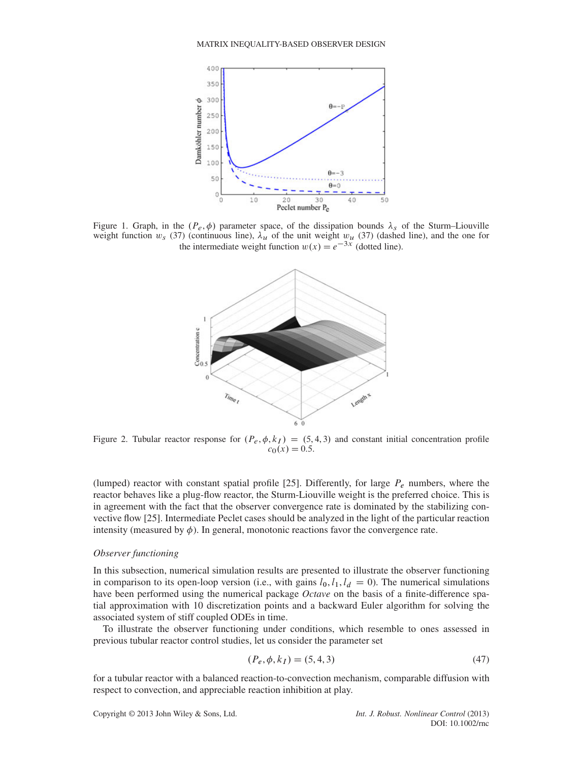Figure 1. Graph, in the $(P_e, \phi)$ parameter space, of the dissipation bounds $\lambda_s$ of the Sturm–Liouville weight function $w_s$ (37) (continuous line), $\lambda_u$ of the unit weight $w_u$ (37) (dashed line), and the one for the intermediate weight function $w(x) = e^{-3x}$ (dotted line).

Figure 2. Tubular reactor response for $(P_e, \phi, k_I) = (5, 4, 3)$ and constant initial concentration profile $c_0(x) = 0.5$.

(lumped) reactor with constant spatial profile [25]. Differently, for large $P_e$ numbers, where the reactor behaves like a plug-flow reactor, the Sturm-Liouville weight is the preferred choice. This is in agreement with the fact that the observer convergence rate is dominated by the stabilizing convective flow [25]. Intermediate Peclet cases should be analyzed in the light of the particular reaction intensity (measured by $\phi$). In general, monotonic reactions favor the convergence rate.

*Observer functioning*

In this subsection, numerical simulation results are presented to illustrate the observer functioning in comparison to its open-loop version (i.e., with gains $l_0, l_1, l_d = 0$). The numerical simulations have been performed using the numerical package *Octave* on the basis of a finite-difference spatial approximation with 10 discretization points and a backward Euler algorithm for solving the associated system of stiff coupled ODEs in time.

To illustrate the observer functioning under conditions, which resemble to ones assessed in previous tubular reactor control studies, let us consider the parameter set

$$(P_e, \phi, k_I) = (5, 4, 3) \tag{47}$$

for a tubular reactor with a balanced reaction-to-convection mechanism, comparable diffusion with respect to convection, and appreciable reaction inhibition at play.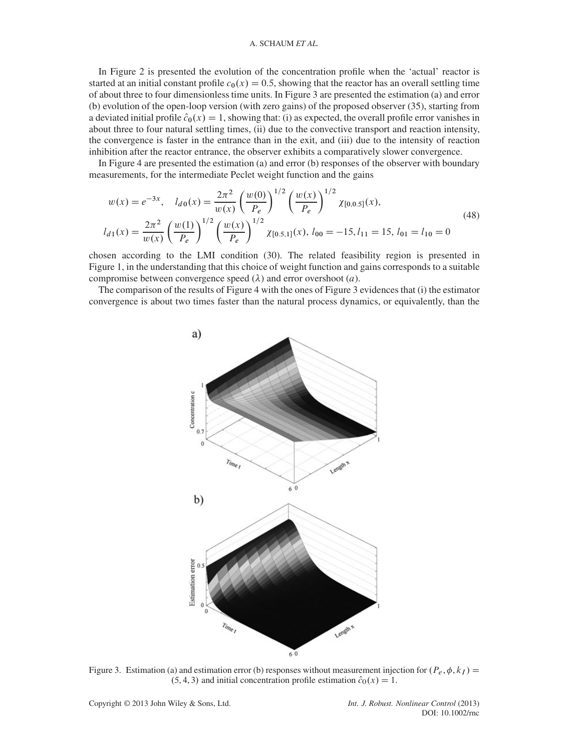In Figure 2 is presented the evolution of the concentration profile when the 'actual' reactor is started at an initial constant profile $c_0(x) = 0.5$, showing that the reactor has an overall settling time of about three to four dimensionless time units. In Figure 3 are presented the estimation (a) and error (b) evolution of the open-loop version (with zero gains) of the proposed observer (35), starting from a deviated initial profile $\hat{c}_0(x) = 1$, showing that: (i) as expected, the overall profile error vanishes in about three to four natural settling times, (ii) due to the convective transport and reaction intensity, the convergence is faster in the entrance than in the exit, and (iii) due to the intensity of reaction inhibition after the reactor entrance, the observer exhibits a comparatively slower convergence.

In Figure 4 are presented the estimation (a) and error (b) responses of the observer with boundary measurements, for the intermediate Peclet weight function and the gains

$$
\begin{aligned}
w(x) &= e^{-3x}, \quad l_{d0}(x) = \frac{2\pi^2}{w(x)} \left(\frac{w(0)}{P_e}\right)^{1/2} \left(\frac{w(x)}{P_e}\right)^{1/2} \chi_{[0,0.5]}(x), \\
l_{d1}(x) &= \frac{2\pi^2}{w(x)} \left(\frac{w(1)}{P_e}\right)^{1/2} \left(\frac{w(x)}{P_e}\right)^{1/2} \chi_{[0.5,1]}(x),\ l_{00} = -15, l_{11} = 15,\ l_{01} = l_{10} = 0
\end{aligned}
\tag{48}
$$

chosen according to the LMI condition (30). The related feasibility region is presented in Figure 1, in the understanding that this choice of weight function and gains corresponds to a suitable compromise between convergence speed ($\lambda$) and error overshoot ($a$).

The comparison of the results of Figure 4 with the ones of Figure 3 evidences that (i) the estimator convergence is about two times faster than the natural process dynamics, or equivalently, than the

Figure 3. Estimation (a) and estimation error (b) responses without measurement injection for $(P_e, \phi, k_I) = (5, 4, 3)$ and initial concentration profile estimation $\hat{c}_0(x) = 1$.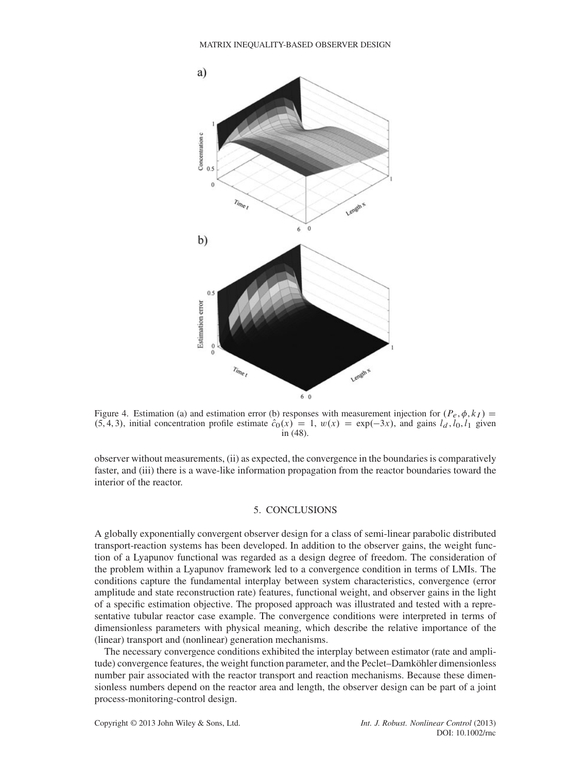Figure 4. Estimation (a) and estimation error (b) responses with measurement injection for $(P_e, \phi, k_I) = (5, 4, 3)$, initial concentration profile estimate $\hat{c}_0(x) = 1$, $w(x) = \exp(-3x)$, and gains $l_d, l_0, l_1$ given in (48).

observer without measurements, (ii) as expected, the convergence in the boundaries is comparatively faster, and (iii) there is a wave-like information propagation from the reactor boundaries toward the interior of the reactor.

## 5. CONCLUSIONS

A globally exponentially convergent observer design for a class of semi-linear parabolic distributed transport-reaction systems has been developed. In addition to the observer gains, the weight function of a Lyapunov functional was regarded as a design degree of freedom. The consideration of the problem within a Lyapunov framework led to a convergence condition in terms of LMIs. The conditions capture the fundamental interplay between system characteristics, convergence (error amplitude and state reconstruction rate) features, functional weight, and observer gains in the light of a specific estimation objective. The proposed approach was illustrated and tested with a representative tubular reactor case example. The convergence conditions were interpreted in terms of dimensionless parameters with physical meaning, which describe the relative importance of the (linear) transport and (nonlinear) generation mechanisms.

The necessary convergence conditions exhibited the interplay between estimator (rate and amplitude) convergence features, the weight function parameter, and the Peclet–Damköhler dimensionless number pair associated with the reactor transport and reaction mechanisms. Because these dimensionless numbers depend on the reactor area and length, the observer design can be part of a joint process-monitoring-control design.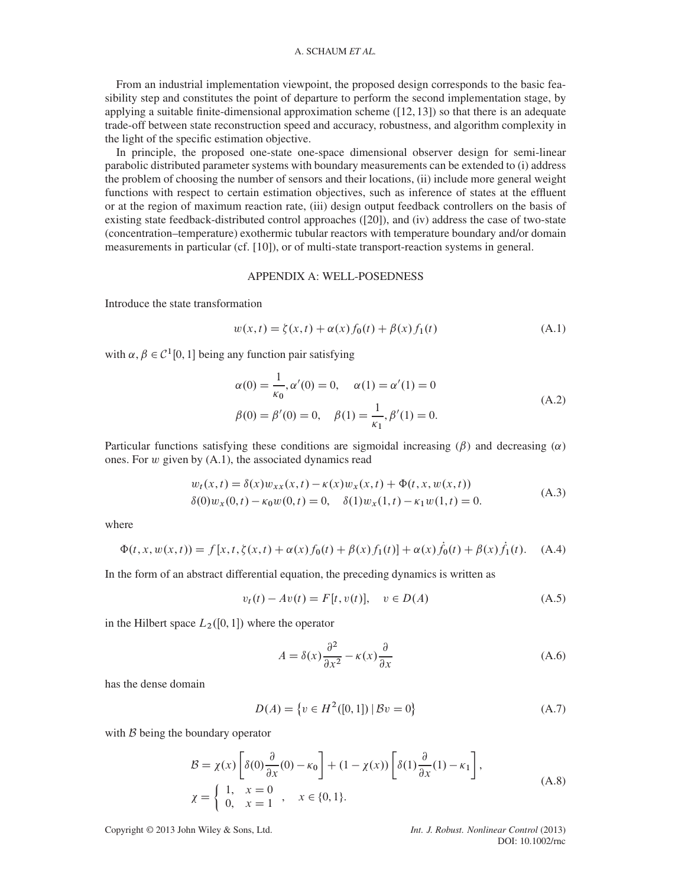From an industrial implementation viewpoint, the proposed design corresponds to the basic feasibility step and constitutes the point of departure to perform the second implementation stage, by applying a suitable finite-dimensional approximation scheme ([12, 13]) so that there is an adequate trade-off between state reconstruction speed and accuracy, robustness, and algorithm complexity in the light of the specific estimation objective.

In principle, the proposed one-state one-space dimensional observer design for semi-linear parabolic distributed parameter systems with boundary measurements can be extended to (i) address the problem of choosing the number of sensors and their locations, (ii) include more general weight functions with respect to certain estimation objectives, such as inference of states at the effluent or at the region of maximum reaction rate, (iii) design output feedback controllers on the basis of existing state feedback-distributed control approaches ([20]), and (iv) address the case of two-state (concentration–temperature) exothermic tubular reactors with temperature boundary and/or domain measurements in particular (cf. [10]), or of multi-state transport-reaction systems in general.

## APPENDIX A: WELL-POSEDNESS

Introduce the state transformation

$$w(x,t) = \zeta(x,t) + \alpha(x) f_0(t) + \beta(x) f_1(t) \tag{A.1}$$

with $\alpha, \beta \in \mathcal{C}^1[0,1]$ being any function pair satisfying

$$\begin{aligned} &\alpha(0) = \frac{1}{\kappa_0}, \alpha'(0) = 0, \quad \alpha(1) = \alpha'(1) = 0 \\ &\beta(0) = \beta'(0) = 0, \quad \beta(1) = \frac{1}{\kappa_1}, \beta'(1) = 0. \end{aligned} \tag{A.2}$$

Particular functions satisfying these conditions are sigmoidal increasing ($\beta$) and decreasing ($\alpha$) ones. For $w$ given by (A.1), the associated dynamics read

$$\begin{aligned} &w_t(x,t) = \delta(x) w_{xx}(x,t) - \kappa(x) w_x(x,t) + \Phi(t,x,w(x,t)) \\ &\delta(0) w_x(0,t) - \kappa_0 w(0,t) = 0, \quad \delta(1) w_x(1,t) - \kappa_1 w(1,t) = 0. \end{aligned} \tag{A.3}$$

where

$$\Phi(t,x,w(x,t)) = f[x,t,\zeta(x,t) + \alpha(x) f_0(t) + \beta(x) f_1(t)] + \alpha(x)\dot{f}_0(t) + \beta(x)\dot{f}_1(t). \tag{A.4}$$

In the form of an abstract differential equation, the preceding dynamics is written as

$$v_t(t) - Av(t) = F[t, v(t)], \quad v \in D(A) \tag{A.5}$$

in the Hilbert space $L_2([0,1])$ where the operator

$$A = \delta(x)\frac{\partial^2}{\partial x^2} - \kappa(x)\frac{\partial}{\partial x} \tag{A.6}$$

has the dense domain

$$D(A) = \left\{ v \in H^2([0,1]) \mid \mathcal{B}v = 0 \right\} \tag{A.7}$$

with $\mathcal{B}$ being the boundary operator

$$\begin{aligned} &\mathcal{B} = \chi(x)\left[\delta(0)\frac{\partial}{\partial x}(0) - \kappa_0\right] + (1-\chi(x))\left[\delta(1)\frac{\partial}{\partial x}(1) - \kappa_1\right], \\ &\chi = \begin{cases} 1, & x = 0 \\ 0, & x = 1 \end{cases}, \quad x \in \{0,1\}. \end{aligned} \tag{A.8}$$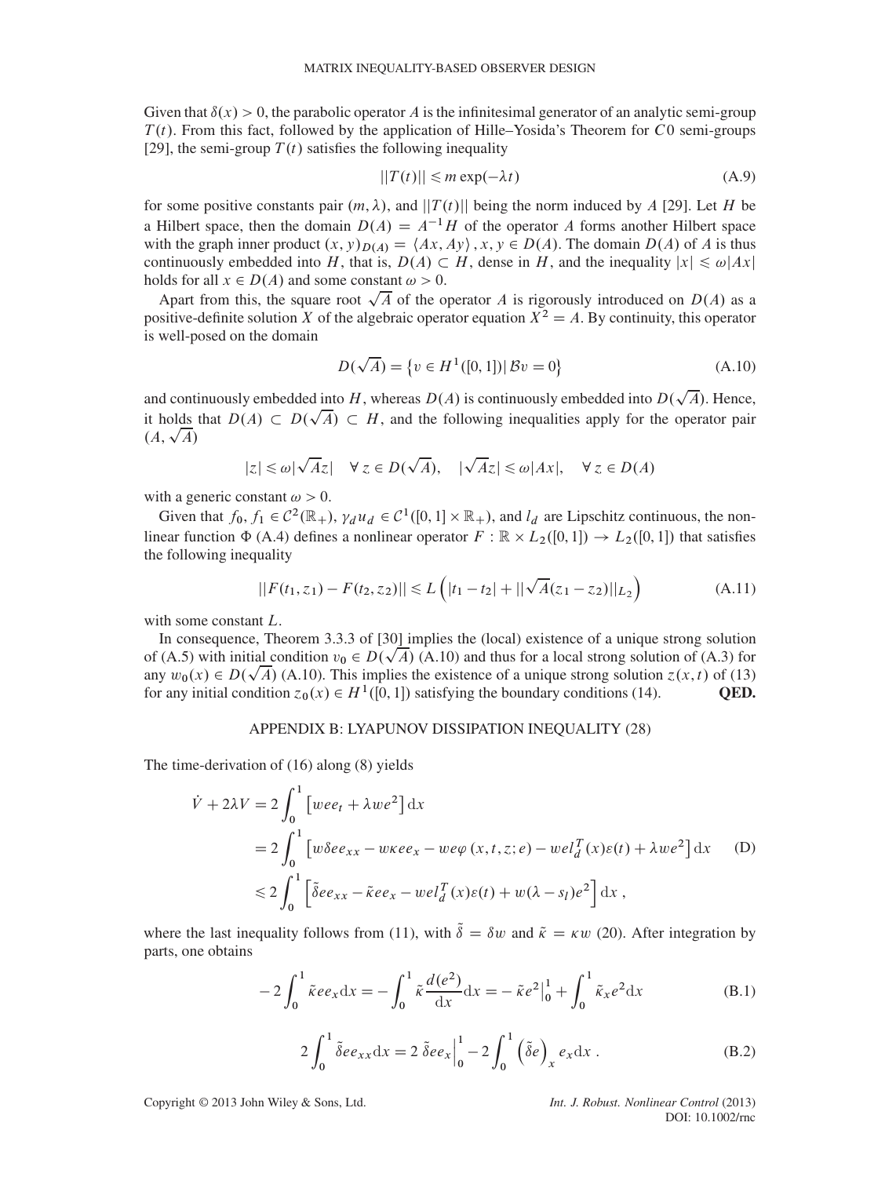Given that $\delta(x) > 0$, the parabolic operator $A$ is the infinitesimal generator of an analytic semi-group $T(t)$. From this fact, followed by the application of Hille–Yosida's Theorem for $C0$ semi-groups [29], the semi-group $T(t)$ satisfies the following inequality

$$||T(t)|| \leqslant m \exp(-\lambda t) \tag{A.9}$$

for some positive constants pair $(m, \lambda)$, and $||T(t)||$ being the norm induced by $A$ [29]. Let $H$ be a Hilbert space, then the domain $D(A) = A^{-1}H$ of the operator $A$ forms another Hilbert space with the graph inner product $(x, y)_{D(A)} = \langle Ax, Ay \rangle$, $x, y \in D(A)$. The domain $D(A)$ of $A$ is thus continuously embedded into $H$, that is, $D(A) \subset H$, dense in $H$, and the inequality $|x| \leqslant \omega|Ax|$ holds for all $x \in D(A)$ and some constant $\omega > 0$.

Apart from this, the square root $\sqrt{A}$ of the operator $A$ is rigorously introduced on $D(A)$ as a positive-definite solution $X$ of the algebraic operator equation $X^2 = A$. By continuity, this operator is well-posed on the domain

$$D(\sqrt{A}) = \left\{ v \in H^1([0,1]) \,|\, \mathcal{B}v = 0 \right\} \tag{A.10}$$

and continuously embedded into $H$, whereas $D(A)$ is continuously embedded into $D(\sqrt{A})$. Hence, it holds that $D(A) \subset D(\sqrt{A}) \subset H$, and the following inequalities apply for the operator pair $(A, \sqrt{A})$

$$|z| \leqslant \omega|\sqrt{A}z| \quad \forall\, z \in D(\sqrt{A}), \quad |\sqrt{A}z| \leqslant \omega|Ax|, \quad \forall\, z \in D(A)$$

with a generic constant $\omega > 0$.

Given that $f_0, f_1 \in \mathcal{C}^2(\mathbb{R}_+)$, $\gamma_d u_d \in \mathcal{C}^1([0,1] \times \mathbb{R}_+)$, and $l_d$ are Lipschitz continuous, the nonlinear function $\Phi$ (A.4) defines a nonlinear operator $F : \mathbb{R} \times L_2([0,1]) \to L_2([0,1])$ that satisfies the following inequality

$$||F(t_1, z_1) - F(t_2, z_2)|| \leqslant L \left( |t_1 - t_2| + ||\sqrt{A}(z_1 - z_2)||_{L_2} \right) \tag{A.11}$$

with some constant $L$.

In consequence, Theorem 3.3.3 of [30] implies the (local) existence of a unique strong solution of (A.5) with initial condition $v_0 \in D(\sqrt{A})$ (A.10) and thus for a local strong solution of (A.3) for any $w_0(x) \in D(\sqrt{A})$ (A.10). This implies the existence of a unique strong solution $z(x,t)$ of (13) for any initial condition $z_0(x) \in H^1([0,1])$ satisfying the boundary conditions (14). **QED.**

## APPENDIX B: LYAPUNOV DISSIPATION INEQUALITY (28)

The time-derivation of (16) along (8) yields

$$\begin{aligned}
\dot{V} + 2\lambda V &= 2\int_0^1 \left[ wee_t + \lambda we^2 \right] \mathrm{d}x \\
&= 2\int_0^1 \left[ w\delta ee_{xx} - w\kappa ee_x - we\varphi(x,t,z;e) - wel_d^T(x)\varepsilon(t) + \lambda we^2 \right] \mathrm{d}x \\
&\leqslant 2\int_0^1 \left[ \tilde{\delta} ee_{xx} - \tilde{\kappa} ee_x - wel_d^T(x)\varepsilon(t) + w(\lambda - s_l)e^2 \right] \mathrm{d}x\,,
\end{aligned} \tag{D}$$

where the last inequality follows from (11), with $\tilde{\delta} = \delta w$ and $\tilde{\kappa} = \kappa w$ (20). After integration by parts, one obtains

$$-2\int_0^1 \tilde{\kappa} ee_x \mathrm{d}x = -\int_0^1 \tilde{\kappa} \frac{d(e^2)}{\mathrm{d}x} \mathrm{d}x = -\tilde{\kappa} e^2\Big|_0^1 + \int_0^1 \tilde{\kappa}_x e^2 \mathrm{d}x \tag{B.1}$$

$$2\int_0^1 \tilde{\delta} ee_{xx} \mathrm{d}x = 2\,\tilde{\delta} ee_x\Big|_0^1 - 2\int_0^1 \left(\tilde{\delta} e\right)_x e_x \mathrm{d}x\,. \tag{B.2}$$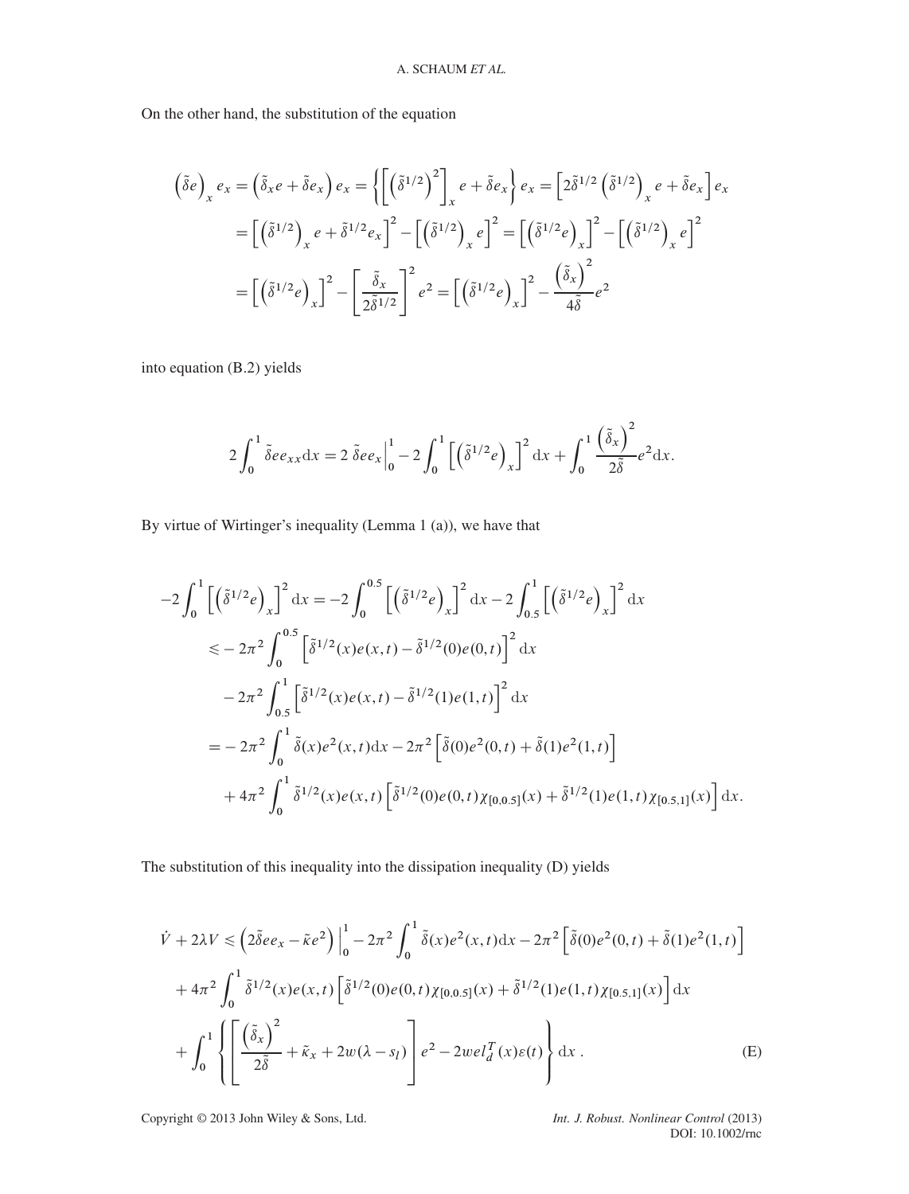On the other hand, the substitution of the equation

$$
\begin{aligned}
\left(\tilde{\delta} e\right)_x e_x &= \left(\tilde{\delta}_x e + \tilde{\delta} e_x\right) e_x = \left\{\left[\left(\tilde{\delta}^{1/2}\right)^2\right]_x e + \tilde{\delta} e_x\right\} e_x = \left[2\tilde{\delta}^{1/2}\left(\tilde{\delta}^{1/2}\right)_x e + \tilde{\delta} e_x\right] e_x \\
&= \left[\left(\tilde{\delta}^{1/2}\right)_x e + \tilde{\delta}^{1/2} e_x\right]^2 - \left[\left(\tilde{\delta}^{1/2}\right)_x e\right]^2 = \left[\left(\tilde{\delta}^{1/2} e\right)_x\right]^2 - \left[\left(\tilde{\delta}^{1/2}\right)_x e\right]^2 \\
&= \left[\left(\tilde{\delta}^{1/2} e\right)_x\right]^2 - \left[\frac{\tilde{\delta}_x}{2\tilde{\delta}^{1/2}}\right]^2 e^2 = \left[\left(\tilde{\delta}^{1/2} e\right)_x\right]^2 - \frac{\left(\tilde{\delta}_x\right)^2}{4\tilde{\delta}} e^2
\end{aligned}
$$

into equation (B.2) yields

$$
2\int_0^1 \tilde{\delta} e e_{xx} \mathrm{d}x = 2\, \tilde{\delta} e e_x \Big|_0^1 - 2\int_0^1 \left[\left(\tilde{\delta}^{1/2} e\right)_x\right]^2 \mathrm{d}x + \int_0^1 \frac{\left(\tilde{\delta}_x\right)^2}{2\tilde{\delta}} e^2 \mathrm{d}x.
$$

By virtue of Wirtinger's inequality (Lemma 1 (a)), we have that

$$
\begin{aligned}
-2\int_0^1 \left[\left(\tilde{\delta}^{1/2} e\right)_x\right]^2 \mathrm{d}x &= -2\int_0^{0.5} \left[\left(\tilde{\delta}^{1/2} e\right)_x\right]^2 \mathrm{d}x - 2\int_{0.5}^1 \left[\left(\tilde{\delta}^{1/2} e\right)_x\right]^2 \mathrm{d}x \\
&\leqslant -2\pi^2 \int_0^{0.5} \left[\tilde{\delta}^{1/2}(x) e(x,t) - \tilde{\delta}^{1/2}(0) e(0,t)\right]^2 \mathrm{d}x \\
&\quad - 2\pi^2 \int_{0.5}^1 \left[\tilde{\delta}^{1/2}(x) e(x,t) - \tilde{\delta}^{1/2}(1) e(1,t)\right]^2 \mathrm{d}x \\
&= -2\pi^2 \int_0^1 \tilde{\delta}(x) e^2(x,t) \mathrm{d}x - 2\pi^2 \left[\tilde{\delta}(0) e^2(0,t) + \tilde{\delta}(1) e^2(1,t)\right] \\
&\quad + 4\pi^2 \int_0^1 \tilde{\delta}^{1/2}(x) e(x,t) \left[\tilde{\delta}^{1/2}(0) e(0,t) \chi_{[0,0.5]}(x) + \tilde{\delta}^{1/2}(1) e(1,t) \chi_{[0.5,1]}(x)\right] \mathrm{d}x.
\end{aligned}
$$

The substitution of this inequality into the dissipation inequality (D) yields

$$
\begin{aligned}
\dot{V} + 2\lambda V &\leqslant \left(2\tilde{\delta} e e_x - \tilde{\kappa} e^2\right)\Big|_0^1 - 2\pi^2 \int_0^1 \tilde{\delta}(x) e^2(x,t) \mathrm{d}x - 2\pi^2 \left[\tilde{\delta}(0) e^2(0,t) + \tilde{\delta}(1) e^2(1,t)\right] \\
&\quad + 4\pi^2 \int_0^1 \tilde{\delta}^{1/2}(x) e(x,t) \left[\tilde{\delta}^{1/2}(0) e(0,t) \chi_{[0,0.5]}(x) + \tilde{\delta}^{1/2}(1) e(1,t) \chi_{[0.5,1]}(x)\right] \mathrm{d}x \\
&\quad + \int_0^1 \left\{\left[\frac{\left(\tilde{\delta}_x\right)^2}{2\tilde{\delta}} + \tilde{\kappa}_x + 2w(\lambda - s_l)\right] e^2 - 2we l_d^T(x) \varepsilon(t)\right\} \mathrm{d}x\,. \qquad \text{(E)}
\end{aligned}
$$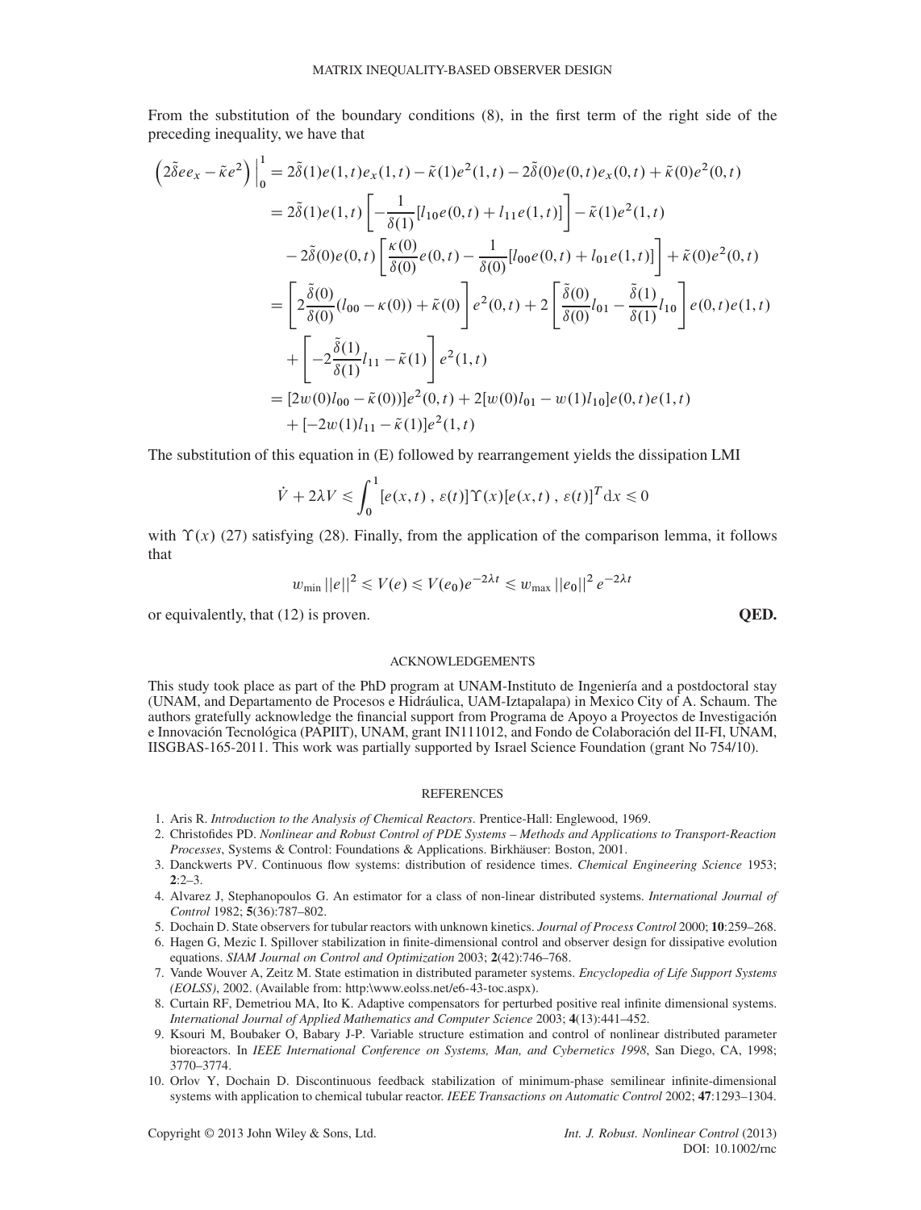From the substitution of the boundary conditions (8), in the first term of the right side of the preceding inequality, we have that

$$
\begin{aligned}
\left(2\tilde{\delta}ee_x - \tilde{\kappa}e^2\right)\Big|_0^1 &= 2\tilde{\delta}(1)e(1,t)e_x(1,t) - \tilde{\kappa}(1)e^2(1,t) - 2\tilde{\delta}(0)e(0,t)e_x(0,t) + \tilde{\kappa}(0)e^2(0,t) \\
&= 2\tilde{\delta}(1)e(1,t)\left[-\frac{1}{\delta(1)}[l_{10}e(0,t) + l_{11}e(1,t)]\right] - \tilde{\kappa}(1)e^2(1,t) \\
&\quad - 2\tilde{\delta}(0)e(0,t)\left[\frac{\kappa(0)}{\delta(0)}e(0,t) - \frac{1}{\delta(0)}[l_{00}e(0,t) + l_{01}e(1,t)]\right] + \tilde{\kappa}(0)e^2(0,t) \\
&= \left[2\frac{\tilde{\delta}(0)}{\delta(0)}(l_{00} - \kappa(0)) + \tilde{\kappa}(0)\right]e^2(0,t) + 2\left[\frac{\tilde{\delta}(0)}{\delta(0)}l_{01} - \frac{\tilde{\delta}(1)}{\delta(1)}l_{10}\right]e(0,t)e(1,t) \\
&\quad + \left[-2\frac{\tilde{\delta}(1)}{\delta(1)}l_{11} - \tilde{\kappa}(1)\right]e^2(1,t) \\
&= [2w(0)l_{00} - \tilde{\kappa}(0)]e^2(0,t) + 2[w(0)l_{01} - w(1)l_{10}]e(0,t)e(1,t) \\
&\quad + [-2w(1)l_{11} - \tilde{\kappa}(1)]e^2(1,t)
\end{aligned}
$$

The substitution of this equation in (E) followed by rearrangement yields the dissipation LMI

$$
\dot{V} + 2\lambda V \leqslant \int_0^1 [e(x,t)\,,\, \varepsilon(t)]\Upsilon(x)[e(x,t)\,,\, \varepsilon(t)]^T \mathrm{d}x \leqslant 0
$$

with $\Upsilon(x)$ (27) satisfying (28). Finally, from the application of the comparison lemma, it follows that

$$
w_{\min}\,||e||^2 \leqslant V(e) \leqslant V(e_0)e^{-2\lambda t} \leqslant w_{\max}\,||e_0||^2\, e^{-2\lambda t}
$$

or equivalently, that (12) is proven. **QED.**

## ACKNOWLEDGEMENTS

This study took place as part of the PhD program at UNAM-Instituto de Ingeniería and a postdoctoral stay (UNAM, and Departamento de Procesos e Hidráulica, UAM-Iztapalapa) in Mexico City of A. Schaum. The authors gratefully acknowledge the financial support from Programa de Apoyo a Proyectos de Investigación e Innovación Tecnológica (PAPIIT), UNAM, grant IN111012, and Fondo de Colaboración del II-FI, UNAM, IISGBAS-165-2011. This work was partially supported by Israel Science Foundation (grant No 754/10).

## REFERENCES

1. Aris R. *Introduction to the Analysis of Chemical Reactors*. Prentice-Hall: Englewood, 1969.
2. Christofides PD. *Nonlinear and Robust Control of PDE Systems – Methods and Applications to Transport-Reaction Processes*, Systems & Control: Foundations & Applications. Birkhäuser: Boston, 2001.
3. Danckwerts PV. Continuous flow systems: distribution of residence times. *Chemical Engineering Science* 1953; **2**:2–3.
4. Alvarez J, Stephanopoulos G. An estimator for a class of non-linear distributed systems. *International Journal of Control* 1982; **5**(36):787–802.
5. Dochain D. State observers for tubular reactors with unknown kinetics. *Journal of Process Control* 2000; **10**:259–268.
6. Hagen G, Mezic I. Spillover stabilization in finite-dimensional control and observer design for dissipative evolution equations. *SIAM Journal on Control and Optimization* 2003; **2**(42):746–768.
7. Vande Wouver A, Zeitz M. State estimation in distributed parameter systems. *Encyclopedia of Life Support Systems (EOLSS)*, 2002. (Available from: http:\www.eolss.net/e6-43-toc.aspx).
8. Curtain RF, Demetriou MA, Ito K. Adaptive compensators for perturbed positive real infinite dimensional systems. *International Journal of Applied Mathematics and Computer Science* 2003; **4**(13):441–452.
9. Ksouri M, Boubaker O, Babary J-P. Variable structure estimation and control of nonlinear distributed parameter bioreactors. In *IEEE International Conference on Systems, Man, and Cybernetics 1998*, San Diego, CA, 1998; 3770–3774.
10. Orlov Y, Dochain D. Discontinuous feedback stabilization of minimum-phase semilinear infinite-dimensional systems with application to chemical tubular reactor. *IEEE Transactions on Automatic Control* 2002; **47**:1293–1304.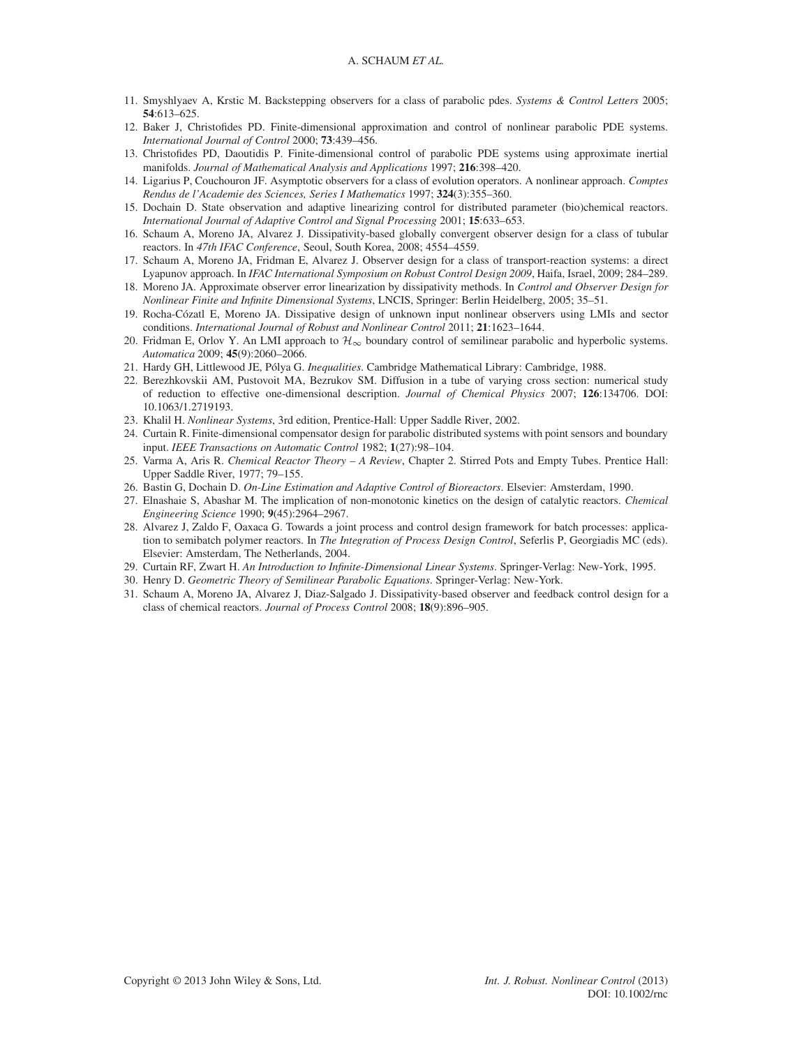11. Smyshlyaev A, Krstic M. Backstepping observers for a class of parabolic pdes. *Systems & Control Letters* 2005; **54**:613–625.
12. Baker J, Christofides PD. Finite-dimensional approximation and control of nonlinear parabolic PDE systems. *International Journal of Control* 2000; **73**:439–456.
13. Christofides PD, Daoutidis P. Finite-dimensional control of parabolic PDE systems using approximate inertial manifolds. *Journal of Mathematical Analysis and Applications* 1997; **216**:398–420.
14. Ligarius P, Couchouron JF. Asymptotic observers for a class of evolution operators. A nonlinear approach. *Comptes Rendus de l'Academie des Sciences, Series I Mathematics* 1997; **324**(3):355–360.
15. Dochain D. State observation and adaptive linearizing control for distributed parameter (bio)chemical reactors. *International Journal of Adaptive Control and Signal Processing* 2001; **15**:633–653.
16. Schaum A, Moreno JA, Alvarez J. Dissipativity-based globally convergent observer design for a class of tubular reactors. In *47th IFAC Conference*, Seoul, South Korea, 2008; 4554–4559.
17. Schaum A, Moreno JA, Fridman E, Alvarez J. Observer design for a class of transport-reaction systems: a direct Lyapunov approach. In *IFAC International Symposium on Robust Control Design 2009*, Haifa, Israel, 2009; 284–289.
18. Moreno JA. Approximate observer error linearization by dissipativity methods. In *Control and Observer Design for Nonlinear Finite and Infinite Dimensional Systems*, LNCIS, Springer: Berlin Heidelberg, 2005; 35–51.
19. Rocha-Cózatl E, Moreno JA. Dissipative design of unknown input nonlinear observers using LMIs and sector conditions. *International Journal of Robust and Nonlinear Control* 2011; **21**:1623–1644.
20. Fridman E, Orlov Y. An LMI approach to $\mathcal{H}_\infty$ boundary control of semilinear parabolic and hyperbolic systems. *Automatica* 2009; **45**(9):2060–2066.
21. Hardy GH, Littlewood JE, Pólya G. *Inequalities*. Cambridge Mathematical Library: Cambridge, 1988.
22. Berezhkovskii AM, Pustovoit MA, Bezrukov SM. Diffusion in a tube of varying cross section: numerical study of reduction to effective one-dimensional description. *Journal of Chemical Physics* 2007; **126**:134706. DOI: 10.1063/1.2719193.
23. Khalil H. *Nonlinear Systems*, 3rd edition, Prentice-Hall: Upper Saddle River, 2002.
24. Curtain R. Finite-dimensional compensator design for parabolic distributed systems with point sensors and boundary input. *IEEE Transactions on Automatic Control* 1982; **1**(27):98–104.
25. Varma A, Aris R. *Chemical Reactor Theory – A Review*, Chapter 2. Stirred Pots and Empty Tubes. Prentice Hall: Upper Saddle River, 1977; 79–155.
26. Bastin G, Dochain D. *On-Line Estimation and Adaptive Control of Bioreactors*. Elsevier: Amsterdam, 1990.
27. Elnashaie S, Abashar M. The implication of non-monotonic kinetics on the design of catalytic reactors. *Chemical Engineering Science* 1990; **9**(45):2964–2967.
28. Alvarez J, Zaldo F, Oaxaca G. Towards a joint process and control design framework for batch processes: application to semibatch polymer reactors. In *The Integration of Process Design Control*, Seferlis P, Georgiadis MC (eds). Elsevier: Amsterdam, The Netherlands, 2004.
29. Curtain RF, Zwart H. *An Introduction to Infinite-Dimensional Linear Systems*. Springer-Verlag: New-York, 1995.
30. Henry D. *Geometric Theory of Semilinear Parabolic Equations*. Springer-Verlag: New-York.
31. Schaum A, Moreno JA, Alvarez J, Diaz-Salgado J. Dissipativity-based observer and feedback control design for a class of chemical reactors. *Journal of Process Control* 2008; **18**(9):896–905.